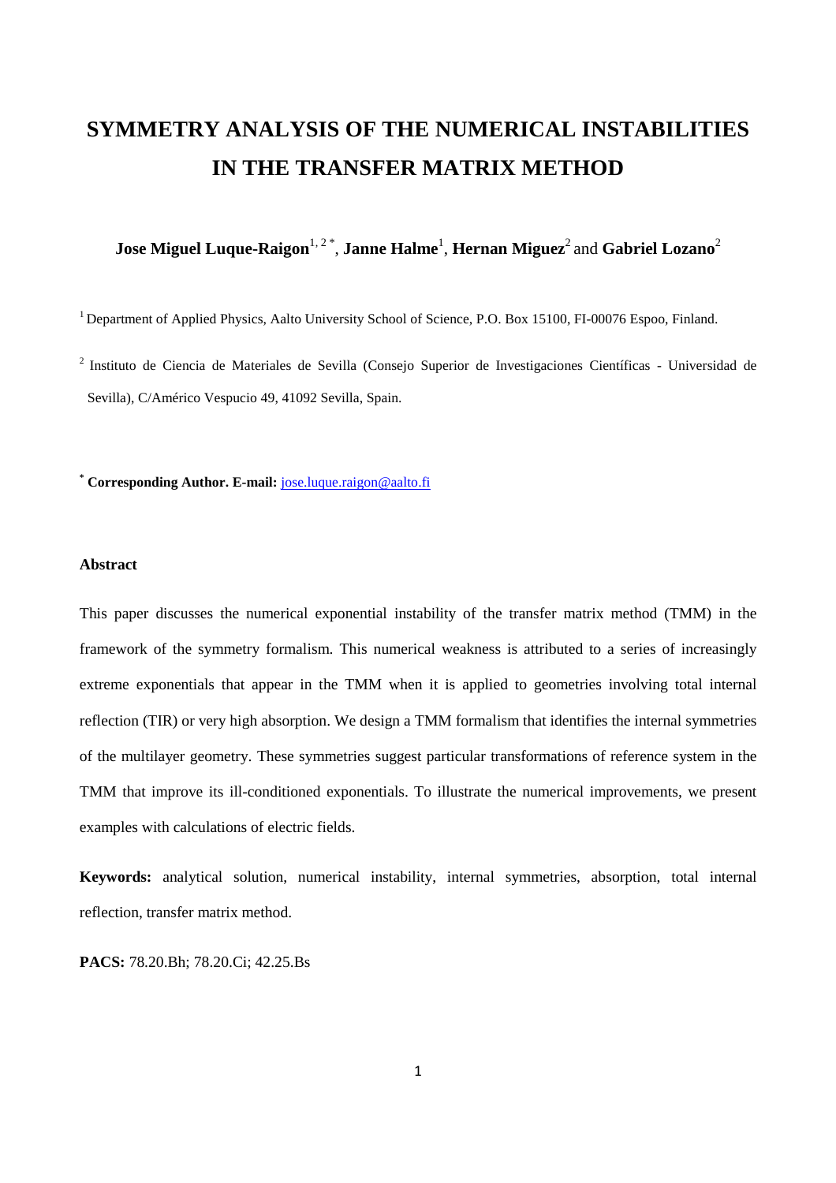# SYMMETRY ANALYSIS OF THE NUMERICAL INSTABILITIES IN THE TRANSFER MATRIX METHOD

**Jose Miguel Luque-Raigon**[1, 2 *], **Janne Halme**[1], **Hernan Miguez**[2] and **Gabriel Lozano**[2]

[1] Department of Applied Physics, Aalto University School of Science, P.O. Box 15100, FI-00076 Espoo, Finland.

[2] Instituto de Ciencia de Materiales de Sevilla (Consejo Superior de Investigaciones Científicas - Universidad de Sevilla), C/Américo Vespucio 49, 41092 Sevilla, Spain.

[*] **Corresponding Author. E-mail:** jose.luque.raigon@aalto.fi

### Abstract

This paper discusses the numerical exponential instability of the transfer matrix method (TMM) in the framework of the symmetry formalism. This numerical weakness is attributed to a series of increasingly extreme exponentials that appear in the TMM when it is applied to geometries involving total internal reflection (TIR) or very high absorption. We design a TMM formalism that identifies the internal symmetries of the multilayer geometry. These symmetries suggest particular transformations of reference system in the TMM that improve its ill-conditioned exponentials. To illustrate the numerical improvements, we present examples with calculations of electric fields.

**Keywords:** analytical solution, numerical instability, internal symmetries, absorption, total internal reflection, transfer matrix method.

**PACS:** 78.20.Bh; 78.20.Ci; 42.25.Bs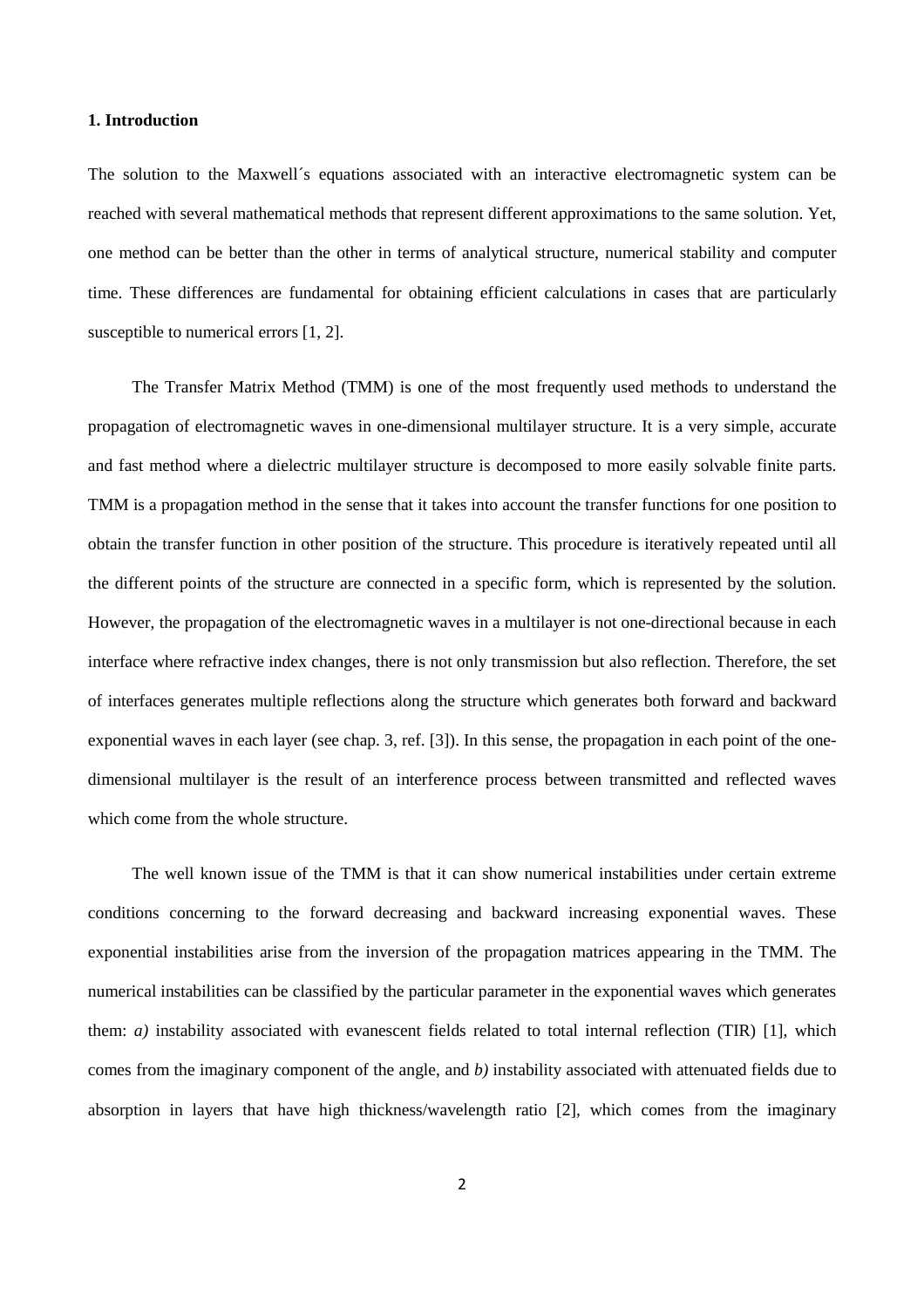## 1. Introduction

The solution to the Maxwell´s equations associated with an interactive electromagnetic system can be reached with several mathematical methods that represent different approximations to the same solution. Yet, one method can be better than the other in terms of analytical structure, numerical stability and computer time. These differences are fundamental for obtaining efficient calculations in cases that are particularly susceptible to numerical errors [1, 2].

The Transfer Matrix Method (TMM) is one of the most frequently used methods to understand the propagation of electromagnetic waves in one-dimensional multilayer structure. It is a very simple, accurate and fast method where a dielectric multilayer structure is decomposed to more easily solvable finite parts. TMM is a propagation method in the sense that it takes into account the transfer functions for one position to obtain the transfer function in other position of the structure. This procedure is iteratively repeated until all the different points of the structure are connected in a specific form, which is represented by the solution. However, the propagation of the electromagnetic waves in a multilayer is not one-directional because in each interface where refractive index changes, there is not only transmission but also reflection. Therefore, the set of interfaces generates multiple reflections along the structure which generates both forward and backward exponential waves in each layer (see chap. 3, ref. [3]). In this sense, the propagation in each point of the one-dimensional multilayer is the result of an interference process between transmitted and reflected waves which come from the whole structure.

The well known issue of the TMM is that it can show numerical instabilities under certain extreme conditions concerning to the forward decreasing and backward increasing exponential waves. These exponential instabilities arise from the inversion of the propagation matrices appearing in the TMM. The numerical instabilities can be classified by the particular parameter in the exponential waves which generates them: *a)* instability associated with evanescent fields related to total internal reflection (TIR) [1], which comes from the imaginary component of the angle, and *b)* instability associated with attenuated fields due to absorption in layers that have high thickness/wavelength ratio [2], which comes from the imaginary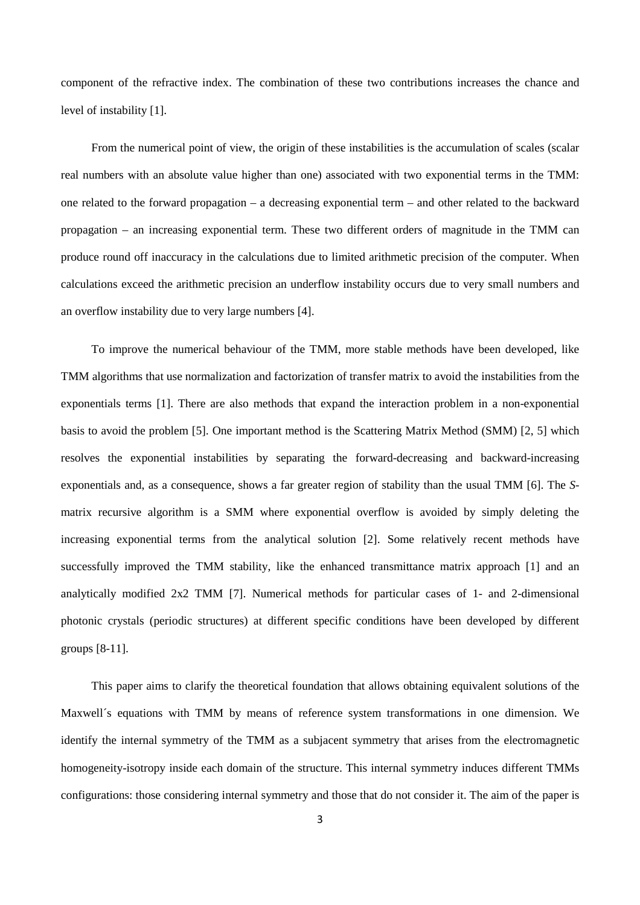component of the refractive index. The combination of these two contributions increases the chance and level of instability [1].

From the numerical point of view, the origin of these instabilities is the accumulation of scales (scalar real numbers with an absolute value higher than one) associated with two exponential terms in the TMM: one related to the forward propagation – a decreasing exponential term – and other related to the backward propagation – an increasing exponential term. These two different orders of magnitude in the TMM can produce round off inaccuracy in the calculations due to limited arithmetic precision of the computer. When calculations exceed the arithmetic precision an underflow instability occurs due to very small numbers and an overflow instability due to very large numbers [4].

To improve the numerical behaviour of the TMM, more stable methods have been developed, like TMM algorithms that use normalization and factorization of transfer matrix to avoid the instabilities from the exponentials terms [1]. There are also methods that expand the interaction problem in a non-exponential basis to avoid the problem [5]. One important method is the Scattering Matrix Method (SMM) [2, 5] which resolves the exponential instabilities by separating the forward-decreasing and backward-increasing exponentials and, as a consequence, shows a far greater region of stability than the usual TMM [6]. The *S*-matrix recursive algorithm is a SMM where exponential overflow is avoided by simply deleting the increasing exponential terms from the analytical solution [2]. Some relatively recent methods have successfully improved the TMM stability, like the enhanced transmittance matrix approach [1] and an analytically modified 2x2 TMM [7]. Numerical methods for particular cases of 1- and 2-dimensional photonic crystals (periodic structures) at different specific conditions have been developed by different groups [8-11].

This paper aims to clarify the theoretical foundation that allows obtaining equivalent solutions of the Maxwell´s equations with TMM by means of reference system transformations in one dimension. We identify the internal symmetry of the TMM as a subjacent symmetry that arises from the electromagnetic homogeneity-isotropy inside each domain of the structure. This internal symmetry induces different TMMs configurations: those considering internal symmetry and those that do not consider it. The aim of the paper is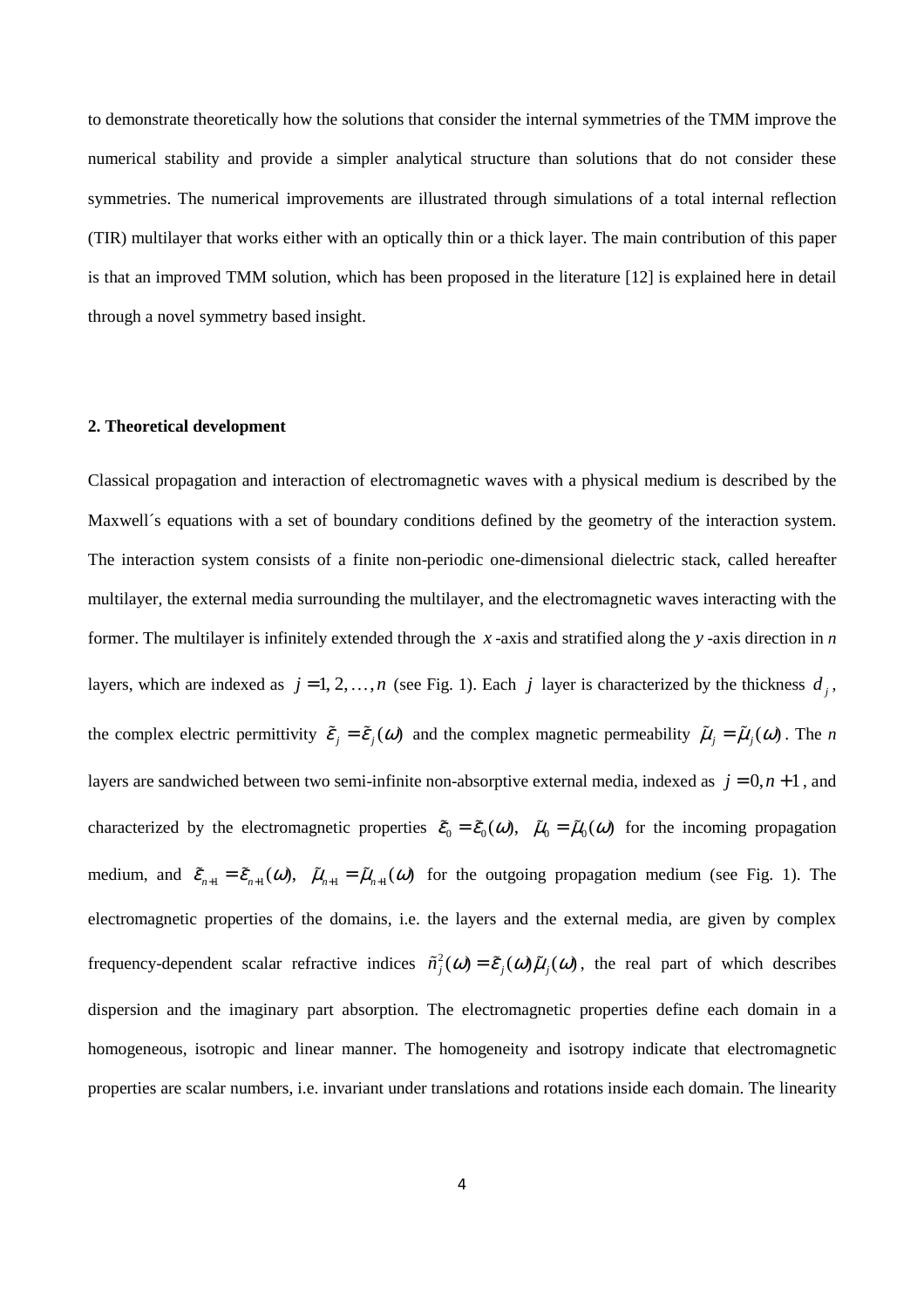to demonstrate theoretically how the solutions that consider the internal symmetries of the TMM improve the numerical stability and provide a simpler analytical structure than solutions that do not consider these symmetries. The numerical improvements are illustrated through simulations of a total internal reflection (TIR) multilayer that works either with an optically thin or a thick layer. The main contribution of this paper is that an improved TMM solution, which has been proposed in the literature [12] is explained here in detail through a novel symmetry based insight.

## 2. Theoretical development

Classical propagation and interaction of electromagnetic waves with a physical medium is described by the Maxwell´s equations with a set of boundary conditions defined by the geometry of the interaction system. The interaction system consists of a finite non-periodic one-dimensional dielectric stack, called hereafter multilayer, the external media surrounding the multilayer, and the electromagnetic waves interacting with the former. The multilayer is infinitely extended through the $x$-axis and stratified along the $y$-axis direction in $n$ layers, which are indexed as $j = 1, 2, \ldots, n$ (see Fig. 1). Each $j$ layer is characterized by the thickness $d_j$, the complex electric permittivity $\tilde{\varepsilon}_j = \tilde{\varepsilon}_j(\omega)$ and the complex magnetic permeability $\tilde{\mu}_j = \tilde{\mu}_j(\omega)$. The $n$ layers are sandwiched between two semi-infinite non-absorptive external media, indexed as $j = 0, n+1$, and characterized by the electromagnetic properties $\tilde{\varepsilon}_0 = \tilde{\varepsilon}_0(\omega)$, $\tilde{\mu}_0 = \tilde{\mu}_0(\omega)$ for the incoming propagation medium, and $\tilde{\varepsilon}_{n+1} = \tilde{\varepsilon}_{n+1}(\omega)$, $\tilde{\mu}_{n+1} = \tilde{\mu}_{n+1}(\omega)$ for the outgoing propagation medium (see Fig. 1). The electromagnetic properties of the domains, i.e. the layers and the external media, are given by complex frequency-dependent scalar refractive indices $\tilde{n}_j^2(\omega) = \tilde{\varepsilon}_j(\omega)\tilde{\mu}_j(\omega)$, the real part of which describes dispersion and the imaginary part absorption. The electromagnetic properties define each domain in a homogeneous, isotropic and linear manner. The homogeneity and isotropy indicate that electromagnetic properties are scalar numbers, i.e. invariant under translations and rotations inside each domain. The linearity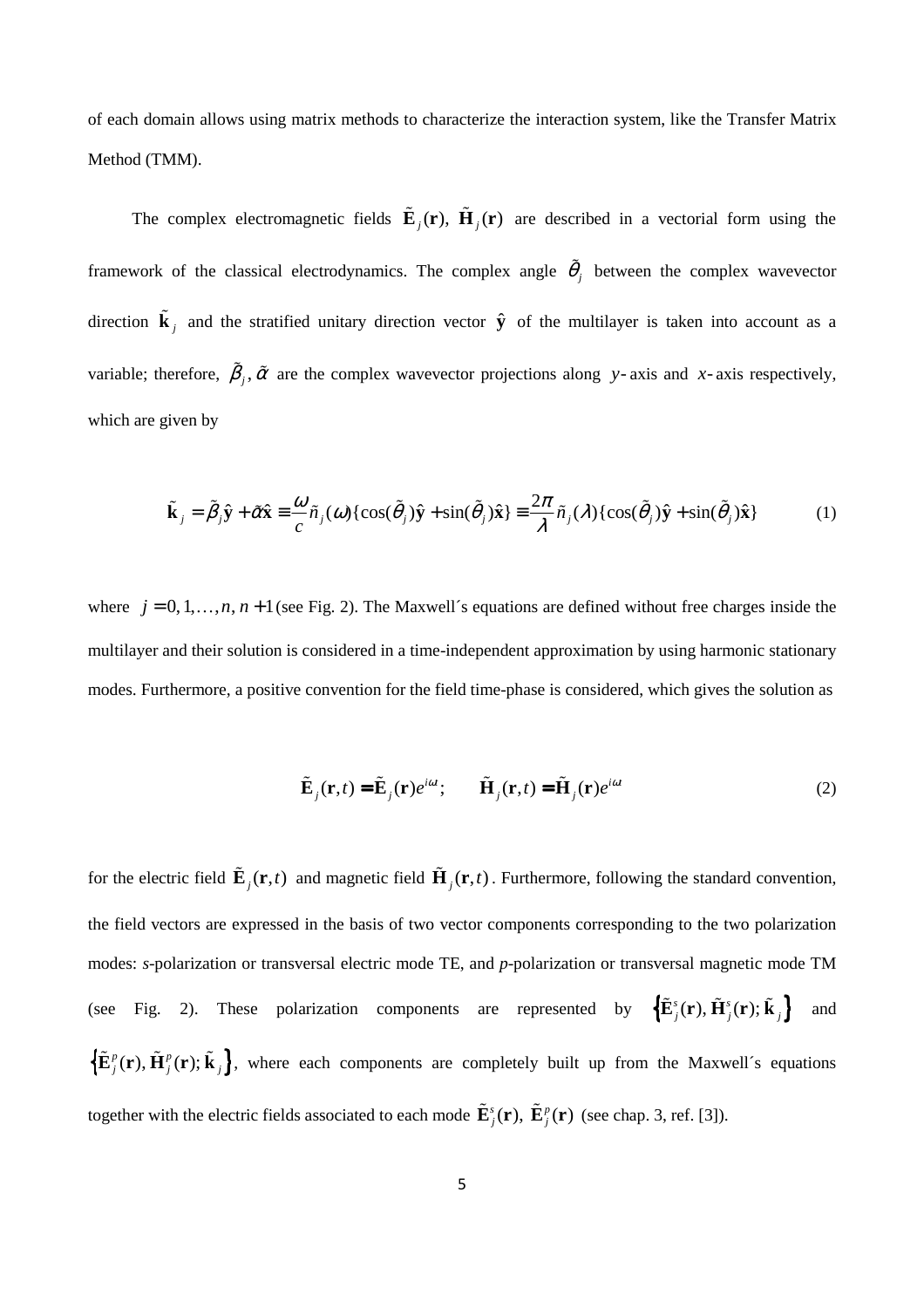of each domain allows using matrix methods to characterize the interaction system, like the Transfer Matrix Method (TMM).

The complex electromagnetic fields $\tilde{\mathbf{E}}_j(\mathbf{r})$, $\tilde{\mathbf{H}}_j(\mathbf{r})$ are described in a vectorial form using the framework of the classical electrodynamics. The complex angle $\tilde{\theta}_j$ between the complex wavevector direction $\tilde{\mathbf{k}}_j$ and the stratified unitary direction vector $\hat{\mathbf{y}}$ of the multilayer is taken into account as a variable; therefore, $\tilde{\beta}_j, \tilde{\alpha}$ are the complex wavevector projections along $y$-axis and $x$-axis respectively, which are given by

$$\tilde{\mathbf{k}}_j = \tilde{\beta}_j \hat{\mathbf{y}} + \tilde{\alpha}\hat{\mathbf{x}} \equiv \frac{\omega}{c}\tilde{n}_j(\omega)\{\cos(\tilde{\theta}_j)\hat{\mathbf{y}} + \sin(\tilde{\theta}_j)\hat{\mathbf{x}}\} \equiv \frac{2\pi}{\lambda}\tilde{n}_j(\lambda)\{\cos(\tilde{\theta}_j)\hat{\mathbf{y}} + \sin(\tilde{\theta}_j)\hat{\mathbf{x}}\} \tag{1}$$

where $j = 0, 1, \ldots, n, n+1$ (see Fig. 2). The Maxwell´s equations are defined without free charges inside the multilayer and their solution is considered in a time-independent approximation by using harmonic stationary modes. Furthermore, a positive convention for the field time-phase is considered, which gives the solution as

$$\tilde{\mathbf{E}}_j(\mathbf{r},t) = \tilde{\mathbf{E}}_j(\mathbf{r})e^{i\omega t}; \qquad \tilde{\mathbf{H}}_j(\mathbf{r},t) = \tilde{\mathbf{H}}_j(\mathbf{r})e^{i\omega t} \tag{2}$$

for the electric field $\tilde{\mathbf{E}}_j(\mathbf{r},t)$ and magnetic field $\tilde{\mathbf{H}}_j(\mathbf{r},t)$. Furthermore, following the standard convention, the field vectors are expressed in the basis of two vector components corresponding to the two polarization modes: *s*-polarization or transversal electric mode TE, and *p*-polarization or transversal magnetic mode TM (see Fig. 2). These polarization components are represented by $\left\{\tilde{\mathbf{E}}_j^s(\mathbf{r}), \tilde{\mathbf{H}}_j^s(\mathbf{r}); \tilde{\mathbf{k}}_j\right\}$ and $\left\{\tilde{\mathbf{E}}_j^p(\mathbf{r}), \tilde{\mathbf{H}}_j^p(\mathbf{r}); \tilde{\mathbf{k}}_j\right\}$, where each components are completely built up from the Maxwell´s equations together with the electric fields associated to each mode $\tilde{\mathbf{E}}_j^s(\mathbf{r})$, $\tilde{\mathbf{E}}_j^p(\mathbf{r})$ (see chap. 3, ref. [3]).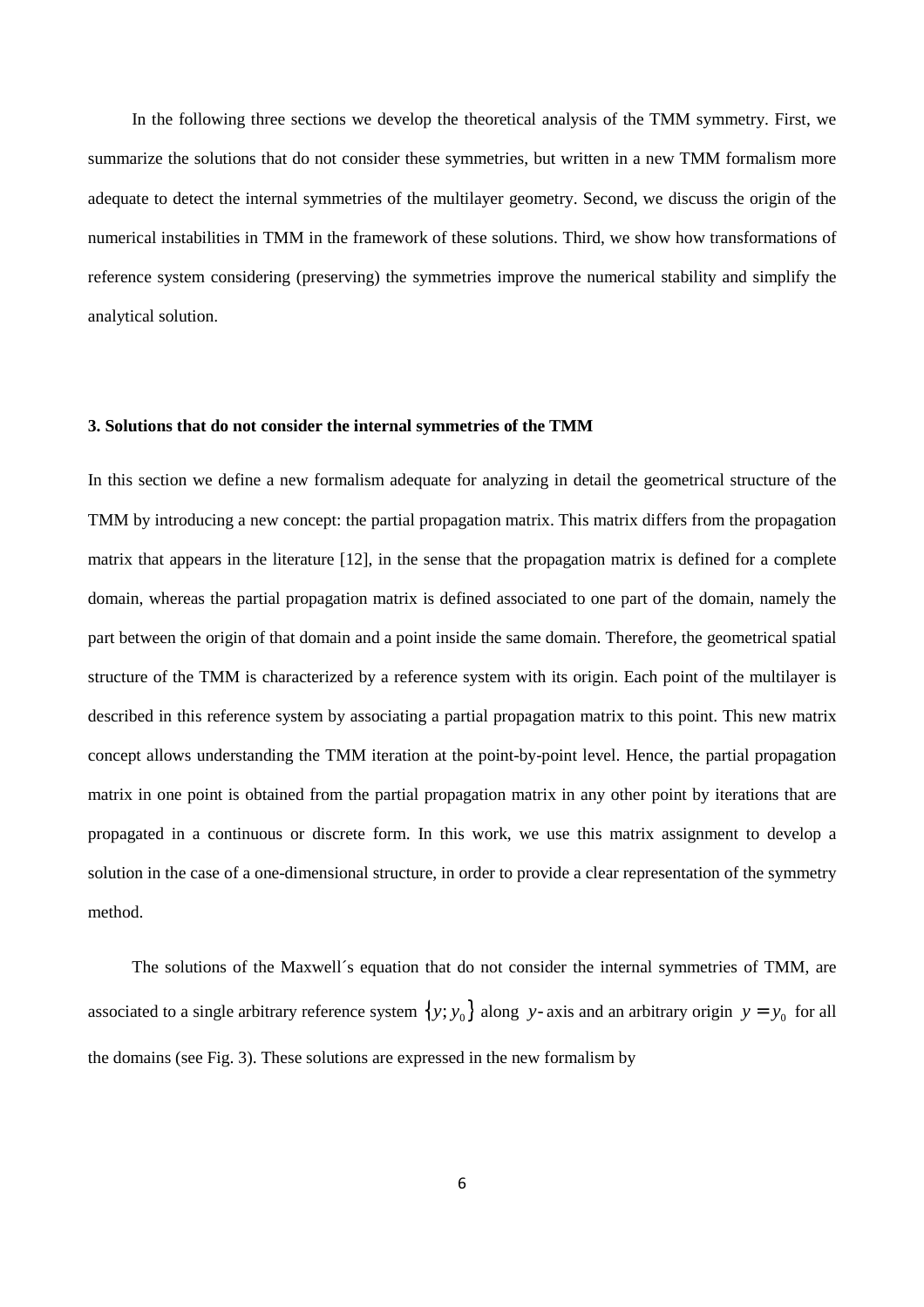In the following three sections we develop the theoretical analysis of the TMM symmetry. First, we summarize the solutions that do not consider these symmetries, but written in a new TMM formalism more adequate to detect the internal symmetries of the multilayer geometry. Second, we discuss the origin of the numerical instabilities in TMM in the framework of these solutions. Third, we show how transformations of reference system considering (preserving) the symmetries improve the numerical stability and simplify the analytical solution.

### 3. Solutions that do not consider the internal symmetries of the TMM

In this section we define a new formalism adequate for analyzing in detail the geometrical structure of the TMM by introducing a new concept: the partial propagation matrix. This matrix differs from the propagation matrix that appears in the literature [12], in the sense that the propagation matrix is defined for a complete domain, whereas the partial propagation matrix is defined associated to one part of the domain, namely the part between the origin of that domain and a point inside the same domain. Therefore, the geometrical spatial structure of the TMM is characterized by a reference system with its origin. Each point of the multilayer is described in this reference system by associating a partial propagation matrix to this point. This new matrix concept allows understanding the TMM iteration at the point-by-point level. Hence, the partial propagation matrix in one point is obtained from the partial propagation matrix in any other point by iterations that are propagated in a continuous or discrete form. In this work, we use this matrix assignment to develop a solution in the case of a one-dimensional structure, in order to provide a clear representation of the symmetry method.

The solutions of the Maxwell´s equation that do not consider the internal symmetries of TMM, are associated to a single arbitrary reference system $\{y; y_0\}$ along $y$- axis and an arbitrary origin $y = y_0$ for all the domains (see Fig. 3). These solutions are expressed in the new formalism by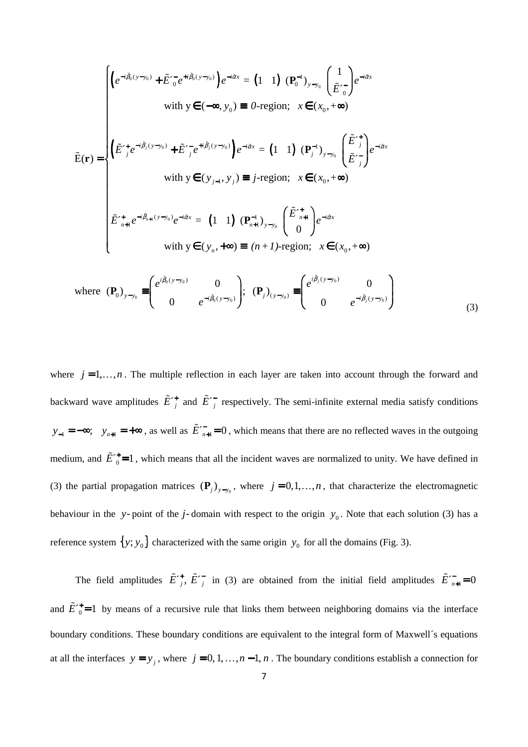$$
\tilde{\mathrm{E}}(\mathbf{r}) = \begin{cases}
\left(e^{-i\tilde{\beta}_0(y-y_0)} + \tilde{E}'^{-}_{0} e^{+i\tilde{\beta}_0(y-y_0)}\right) e^{-i\tilde{\alpha}x} = \begin{pmatrix}1 & 1\end{pmatrix} (\mathbf{P}_0^{-1})_{y-y_0} \begin{pmatrix} 1 \\ \tilde{E}'^{-}_{0} \end{pmatrix} e^{-i\tilde{\alpha}x} \\
\qquad \text{with } \mathrm{y} \in (-\infty, y_0) \equiv \textit{0}\text{-region}; \quad x \in (x_0, +\infty) \\[2ex]
\left(\tilde{E}'^{+}_{j} e^{-i\tilde{\beta}_j(y-y_0)} + \tilde{E}'^{-}_{j} e^{+i\tilde{\beta}_j(y-y_0)}\right) e^{-i\tilde{\alpha}x} = \begin{pmatrix}1 & 1\end{pmatrix} (\mathbf{P}_j^{-1})_{y-y_0} \begin{pmatrix} \tilde{E}'^{+}_{j} \\ \tilde{E}'^{-}_{j} \end{pmatrix} e^{-i\tilde{\alpha}x} \\
\qquad \text{with } \mathrm{y} \in (y_{j-1}, y_j) \equiv \textit{j}\text{-region}; \quad x \in (x_0, +\infty) \\[2ex]
\tilde{E}'^{+}_{n+1} e^{-i\tilde{\beta}_{n+1}(y-y_0)} e^{-i\tilde{\alpha}x} = \begin{pmatrix}1 & 1\end{pmatrix} (\mathbf{P}_{n+1}^{-1})_{y-y_0} \begin{pmatrix} \tilde{E}'^{+}_{n+1} \\ 0 \end{pmatrix} e^{-i\tilde{\alpha}x} \\
\qquad \text{with } \mathrm{y} \in (y_n, +\infty) \equiv \textit{(n+1)}\text{-region}; \quad x \in (x_0, +\infty)
\end{cases}
$$

$$
\text{where } (\mathbf{P}_0)_{y-y_0} \equiv \begin{pmatrix} e^{i\tilde{\beta}_0(y-y_0)} & 0 \\ 0 & e^{-i\tilde{\beta}_0(y-y_0)} \end{pmatrix}; \quad (\mathbf{P}_j)_{(y-y_0)} \equiv \begin{pmatrix} e^{i\tilde{\beta}_j(y-y_0)} & 0 \\ 0 & e^{-i\tilde{\beta}_j(y-y_0)} \end{pmatrix} \tag{3}
$$

where $j = 1, \ldots, n$. The multiple reflection in each layer are taken into account through the forward and backward wave amplitudes $\tilde{E}'^{+}_{j}$ and $\tilde{E}'^{-}_{j}$ respectively. The semi-infinite external media satisfy conditions $y_{-1} = -\infty; \quad y_{n+1} = +\infty$, as well as $\tilde{E}'^{-}_{n+1} = 0$, which means that there are no reflected waves in the outgoing medium, and $\tilde{E}'^{+}_{0} = 1$, which means that all the incident waves are normalized to unity. We have defined in (3) the partial propagation matrices $(\mathbf{P}_j)_{y-y_0}$, where $j = 0, 1, \ldots, n$, that characterize the electromagnetic behaviour in the $y$-point of the $j$-domain with respect to the origin $y_0$. Note that each solution (3) has a reference system $\{y; y_0\}$ characterized with the same origin $y_0$ for all the domains (Fig. 3).

The field amplitudes $\tilde{E}'^{+}_{j}, \tilde{E}'^{-}_{j}$ in (3) are obtained from the initial field amplitudes $\tilde{E}'^{-}_{n+1} = 0$ and $\tilde{E}'^{+}_{0} = 1$ by means of a recursive rule that links them between neighboring domains via the interface boundary conditions. These boundary conditions are equivalent to the integral form of Maxwell´s equations at all the interfaces $y = y_j$, where $j = 0, 1, \ldots, n-1, n$. The boundary conditions establish a connection for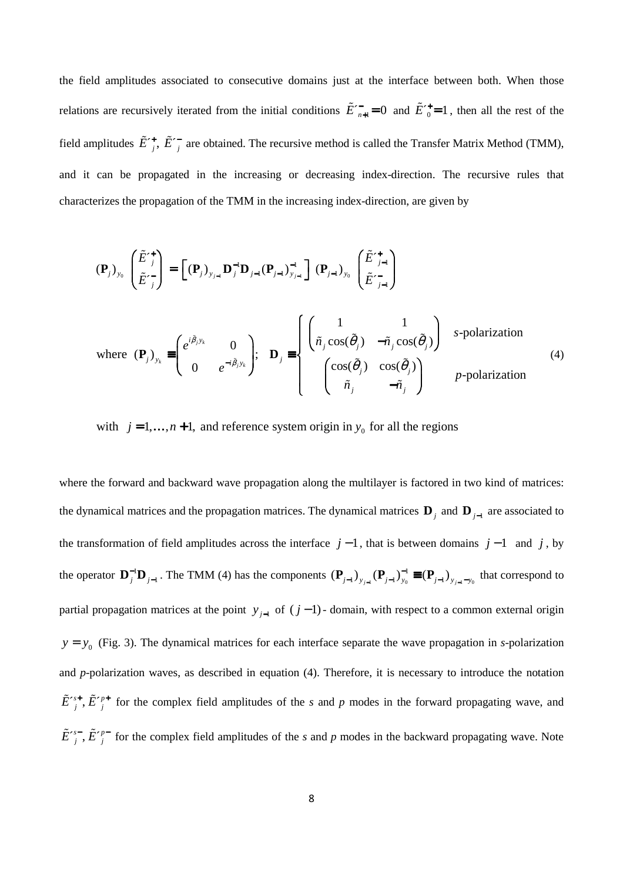the field amplitudes associated to consecutive domains just at the interface between both. When those relations are recursively iterated from the initial conditions $\tilde{E}'^{-}_{n+1} = 0$ and $\tilde{E}'^{+}_{0} = 1$, then all the rest of the field amplitudes $\tilde{E}'^{+}_{j}$, $\tilde{E}'^{-}_{j}$ are obtained. The recursive method is called the Transfer Matrix Method (TMM), and it can be propagated in the increasing or decreasing index-direction. The recursive rules that characterizes the propagation of the TMM in the increasing index-direction, are given by

$$
(\mathbf{P}_j)_{y_0} \begin{pmatrix} \tilde{E}'^{+}_{j} \\ \tilde{E}'^{-}_{j} \end{pmatrix} = \left[ (\mathbf{P}_j)_{y_{j-1}} \mathbf{D}_j^{-1} \mathbf{D}_{j-1} (\mathbf{P}_{j-1})^{-1}_{y_{j-1}} \right] (\mathbf{P}_{j-1})_{y_0} \begin{pmatrix} \tilde{E}'^{+}_{j-1} \\ \tilde{E}'^{-}_{j-1} \end{pmatrix}
$$

$$
\text{where } (\mathbf{P}_j)_{y_k} \equiv \begin{pmatrix} e^{i\tilde{\beta}_j y_k} & 0 \\ 0 & e^{-i\tilde{\beta}_j y_k} \end{pmatrix}; \quad \mathbf{D}_j \equiv \begin{cases} \begin{pmatrix} 1 & 1 \\ \tilde{n}_j \cos(\tilde{\theta}_j) & -\tilde{n}_j \cos(\tilde{\theta}_j) \end{pmatrix} & s\text{-polarization} \\ \begin{pmatrix} \cos(\tilde{\theta}_j) & \cos(\tilde{\theta}_j) \\ \tilde{n}_j & -\tilde{n}_j \end{pmatrix} & p\text{-polarization} \end{cases} \tag{4}
$$

with $j = 1, \ldots, n+1$, and reference system origin in $y_0$ for all the regions

where the forward and backward wave propagation along the multilayer is factored in two kind of matrices: the dynamical matrices and the propagation matrices. The dynamical matrices $\mathbf{D}_j$ and $\mathbf{D}_{j-1}$ are associated to the transformation of field amplitudes across the interface $j-1$, that is between domains $j-1$ and $j$, by the operator $\mathbf{D}_j^{-1}\mathbf{D}_{j-1}$. The TMM (4) has the components $(\mathbf{P}_{j-1})_{y_{j-1}} (\mathbf{P}_{j-1})^{-1}_{y_0} \equiv (\mathbf{P}_{j-1})_{y_{j-1}-y_0}$ that correspond to partial propagation matrices at the point $y_{j-1}$ of $(j-1)$- domain, with respect to a common external origin $y = y_0$ (Fig. 3). The dynamical matrices for each interface separate the wave propagation in *s*-polarization and *p*-polarization waves, as described in equation (4). Therefore, it is necessary to introduce the notation $\tilde{E}'^{s+}_{j}$, $\tilde{E}'^{p+}_{j}$ for the complex field amplitudes of the *s* and *p* modes in the forward propagating wave, and $\tilde{E}'^{s-}_{j}$, $\tilde{E}'^{p-}_{j}$ for the complex field amplitudes of the *s* and *p* modes in the backward propagating wave. Note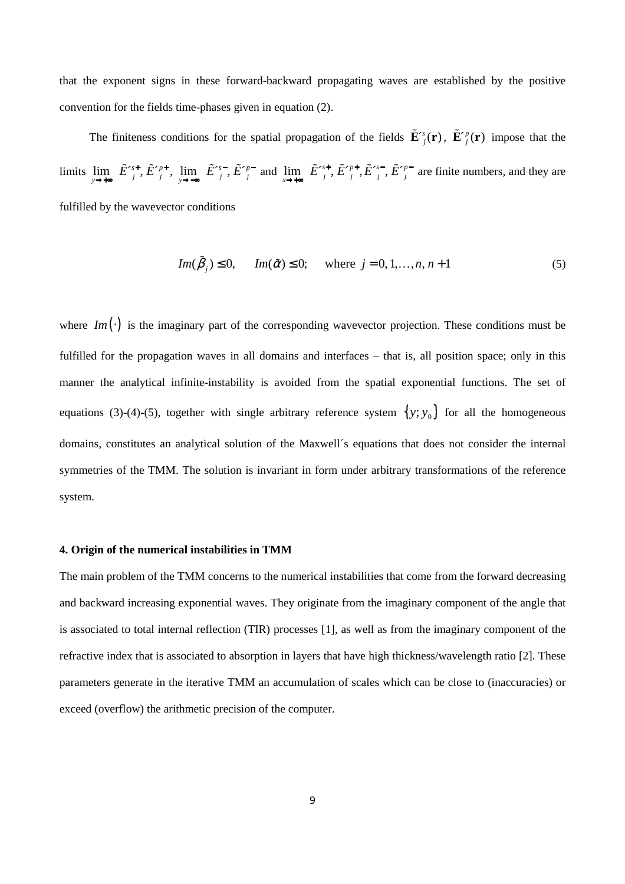that the exponent signs in these forward-backward propagating waves are established by the positive convention for the fields time-phases given in equation (2).

The finiteness conditions for the spatial propagation of the fields $\tilde{\mathbf{E}}'^{s}_{j}(\mathbf{r})$, $\tilde{\mathbf{E}}'^{p}_{j}(\mathbf{r})$ impose that the limits $\lim_{y\to+\infty} \tilde{E}'^{s+}_{j}, \tilde{E}'^{p+}_{j}$, $\lim_{y\to-\infty} \tilde{E}'^{s-}_{j}, \tilde{E}'^{p-}_{j}$ and $\lim_{x\to+\infty} \tilde{E}'^{s+}_{j}, \tilde{E}'^{p+}_{j}, \tilde{E}'^{s-}_{j}, \tilde{E}'^{p-}_{j}$ are finite numbers, and they are fulfilled by the wavevector conditions

$$Im(\tilde{\beta}_j) \leq 0, \qquad Im(\tilde{\alpha}) \leq 0; \qquad \text{where } j = 0, 1, \ldots, n, n+1 \tag{5}$$

where $Im(\cdot)$ is the imaginary part of the corresponding wavevector projection. These conditions must be fulfilled for the propagation waves in all domains and interfaces – that is, all position space; only in this manner the analytical infinite-instability is avoided from the spatial exponential functions. The set of equations (3)-(4)-(5), together with single arbitrary reference system $\{y; y_0\}$ for all the homogeneous domains, constitutes an analytical solution of the Maxwell´s equations that does not consider the internal symmetries of the TMM. The solution is invariant in form under arbitrary transformations of the reference system.

#### 4. Origin of the numerical instabilities in TMM

The main problem of the TMM concerns to the numerical instabilities that come from the forward decreasing and backward increasing exponential waves. They originate from the imaginary component of the angle that is associated to total internal reflection (TIR) processes [1], as well as from the imaginary component of the refractive index that is associated to absorption in layers that have high thickness/wavelength ratio [2]. These parameters generate in the iterative TMM an accumulation of scales which can be close to (inaccuracies) or exceed (overflow) the arithmetic precision of the computer.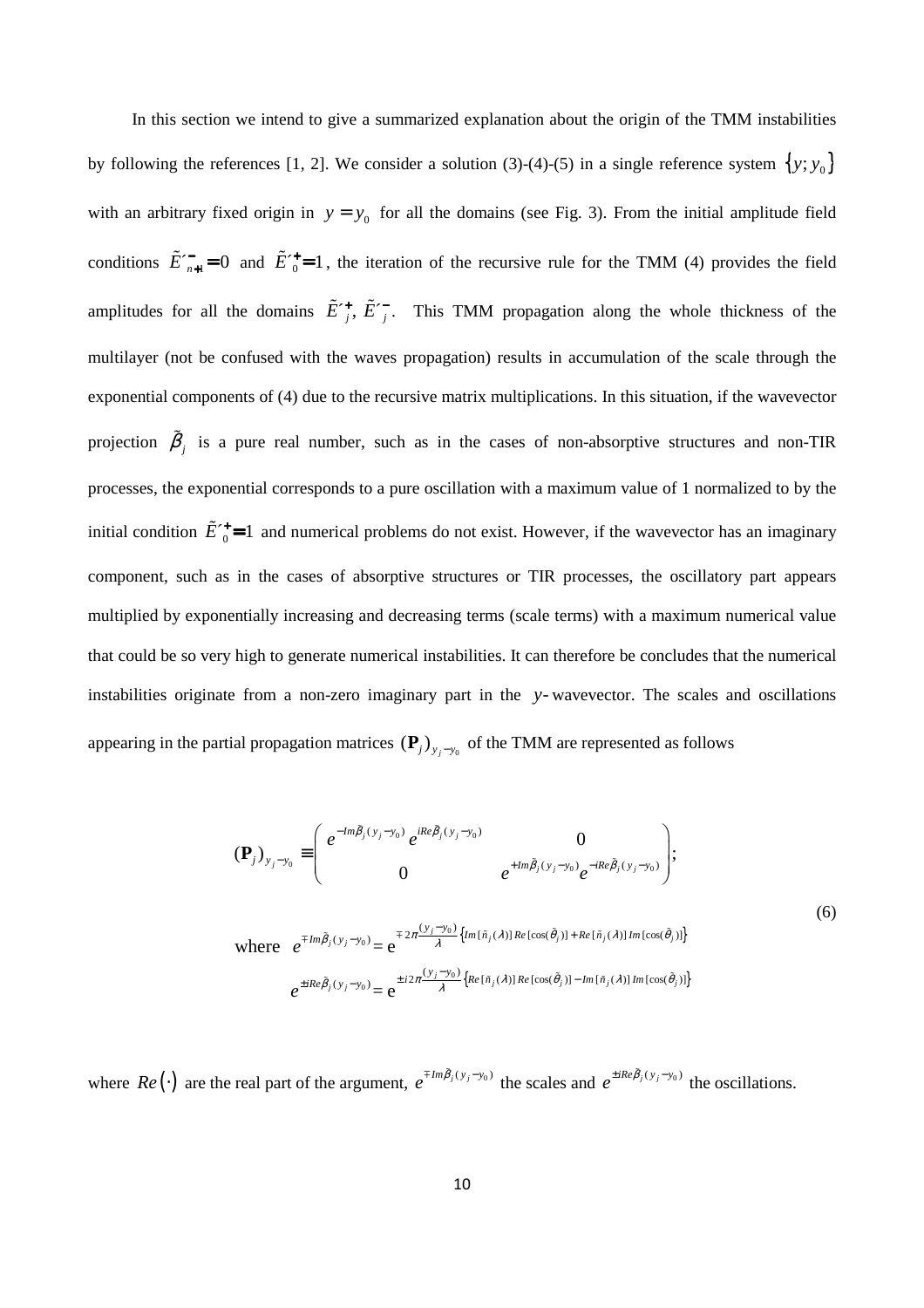In this section we intend to give a summarized explanation about the origin of the TMM instabilities by following the references [1, 2]. We consider a solution (3)-(4)-(5) in a single reference system $\{y; y_0\}$ with an arbitrary fixed origin in $y = y_0$ for all the domains (see Fig. 3). From the initial amplitude field conditions $\tilde{E}'^{-}_{n+1} = 0$ and $\tilde{E}'^{+}_{0} = 1$, the iteration of the recursive rule for the TMM (4) provides the field amplitudes for all the domains $\tilde{E}'^{+}_{j}$, $\tilde{E}'^{-}_{j}$. This TMM propagation along the whole thickness of the multilayer (not be confused with the waves propagation) results in accumulation of the scale through the exponential components of (4) due to the recursive matrix multiplications. In this situation, if the wavevector projection $\tilde{\beta}_j$ is a pure real number, such as in the cases of non-absorptive structures and non-TIR processes, the exponential corresponds to a pure oscillation with a maximum value of 1 normalized to by the initial condition $\tilde{E}'^{+}_{0} = 1$ and numerical problems do not exist. However, if the wavevector has an imaginary component, such as in the cases of absorptive structures or TIR processes, the oscillatory part appears multiplied by exponentially increasing and decreasing terms (scale terms) with a maximum numerical value that could be so very high to generate numerical instabilities. It can therefore be concludes that the numerical instabilities originate from a non-zero imaginary part in the $y$-wavevector. The scales and oscillations appearing in the partial propagation matrices $(\mathbf{P}_j)_{y_j - y_0}$ of the TMM are represented as follows

$$
(\mathbf{P}_j)_{y_j - y_0} \equiv \begin{pmatrix} e^{-Im\tilde{\beta}_j (y_j - y_0)} e^{iRe\tilde{\beta}_j (y_j - y_0)} & 0 \\ 0 & e^{+Im\tilde{\beta}_j (y_j - y_0)} e^{-iRe\tilde{\beta}_j (y_j - y_0)} \end{pmatrix};
$$

$$
\text{where} \quad e^{\mp Im\tilde{\beta}_j (y_j - y_0)} = \mathrm{e}^{\mp 2\pi \frac{(y_j - y_0)}{\lambda} \left\{ Im[\tilde{n}_j(\lambda)]\, Re[\cos(\tilde{\theta}_j)] + Re[\tilde{n}_j(\lambda)]\, Im[\cos(\tilde{\theta}_j)] \right\}}
$$

$$
e^{\pm iRe\tilde{\beta}_j (y_j - y_0)} = \mathrm{e}^{\pm i 2\pi \frac{(y_j - y_0)}{\lambda} \left\{ Re[\tilde{n}_j(\lambda)]\, Re[\cos(\tilde{\theta}_j)] - Im[\tilde{n}_j(\lambda)]\, Im[\cos(\tilde{\theta}_j)] \right\}} \tag{6}
$$

where $Re(\cdot)$ are the real part of the argument, $e^{\mp Im\tilde{\beta}_j (y_j - y_0)}$ the scales and $e^{\pm iRe\tilde{\beta}_j (y_j - y_0)}$ the oscillations.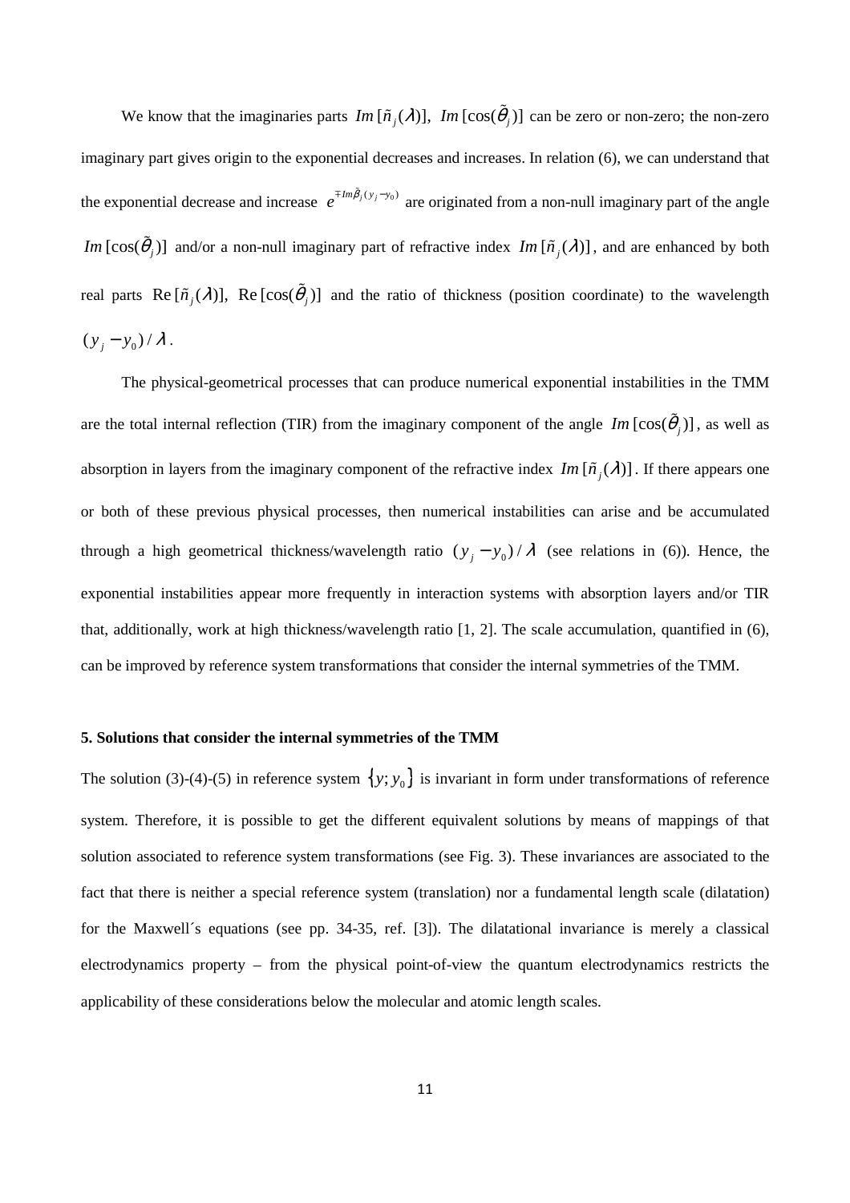We know that the imaginaries parts $Im\,[\tilde{n}_j(\lambda)]$, $Im\,[\cos(\tilde{\theta}_j)]$ can be zero or non-zero; the non-zero imaginary part gives origin to the exponential decreases and increases. In relation (6), we can understand that the exponential decrease and increase $e^{\mp Im\tilde{\beta}_j(y_j-y_0)}$ are originated from a non-null imaginary part of the angle $Im\,[\cos(\tilde{\theta}_j)]$ and/or a non-null imaginary part of refractive index $Im\,[\tilde{n}_j(\lambda)]$, and are enhanced by both real parts $\mathrm{Re}\,[\tilde{n}_j(\lambda)]$, $\mathrm{Re}\,[\cos(\tilde{\theta}_j)]$ and the ratio of thickness (position coordinate) to the wavelength $(y_j - y_0)/\lambda$.

The physical-geometrical processes that can produce numerical exponential instabilities in the TMM are the total internal reflection (TIR) from the imaginary component of the angle $Im\,[\cos(\tilde{\theta}_j)]$, as well as absorption in layers from the imaginary component of the refractive index $Im\,[\tilde{n}_j(\lambda)]$. If there appears one or both of these previous physical processes, then numerical instabilities can arise and be accumulated through a high geometrical thickness/wavelength ratio $(y_j - y_0)/\lambda$ (see relations in (6)). Hence, the exponential instabilities appear more frequently in interaction systems with absorption layers and/or TIR that, additionally, work at high thickness/wavelength ratio [1, 2]. The scale accumulation, quantified in (6), can be improved by reference system transformations that consider the internal symmetries of the TMM.

## 5. Solutions that consider the internal symmetries of the TMM

The solution (3)-(4)-(5) in reference system $\{y; y_0\}$ is invariant in form under transformations of reference system. Therefore, it is possible to get the different equivalent solutions by means of mappings of that solution associated to reference system transformations (see Fig. 3). These invariances are associated to the fact that there is neither a special reference system (translation) nor a fundamental length scale (dilatation) for the Maxwell´s equations (see pp. 34-35, ref. [3]). The dilatational invariance is merely a classical electrodynamics property – from the physical point-of-view the quantum electrodynamics restricts the applicability of these considerations below the molecular and atomic length scales.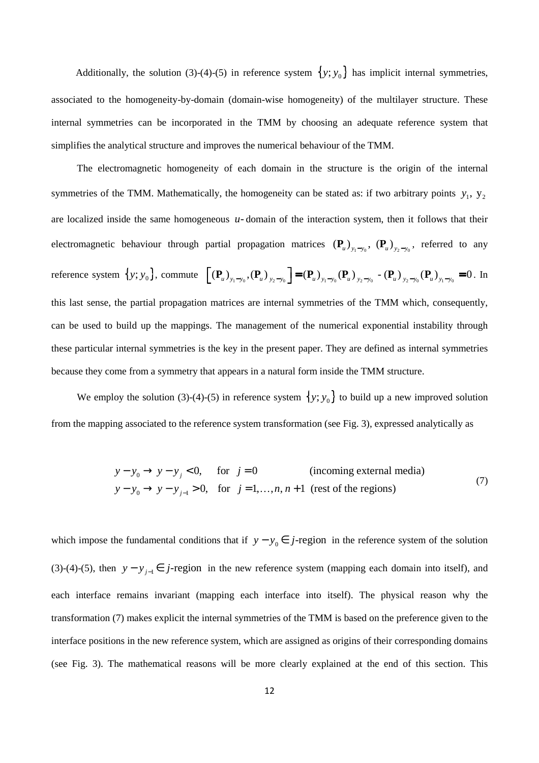Additionally, the solution (3)-(4)-(5) in reference system $\{y; y_0\}$ has implicit internal symmetries, associated to the homogeneity-by-domain (domain-wise homogeneity) of the multilayer structure. These internal symmetries can be incorporated in the TMM by choosing an adequate reference system that simplifies the analytical structure and improves the numerical behaviour of the TMM.

The electromagnetic homogeneity of each domain in the structure is the origin of the internal symmetries of the TMM. Mathematically, the homogeneity can be stated as: if two arbitrary points $y_1$, $\mathrm{y}_2$ are localized inside the same homogeneous $u$-domain of the interaction system, then it follows that their electromagnetic behaviour through partial propagation matrices $(\mathbf{P}_u)_{y_1-y_0}$, $(\mathbf{P}_u)_{y_2-y_0}$, referred to any reference system $\{y; y_0\}$, commute $\left[(\mathbf{P}_u)_{y_1-y_0},(\mathbf{P}_u)_{y_2-y_0}\right]=(\mathbf{P}_u)_{y_1-y_0}(\mathbf{P}_u)_{y_2-y_0} - (\mathbf{P}_u)_{y_2-y_0}(\mathbf{P}_u)_{y_1-y_0}=0$. In this last sense, the partial propagation matrices are internal symmetries of the TMM which, consequently, can be used to build up the mappings. The management of the numerical exponential instability through these particular internal symmetries is the key in the present paper. They are defined as internal symmetries because they come from a symmetry that appears in a natural form inside the TMM structure.

We employ the solution (3)-(4)-(5) in reference system $\{y; y_0\}$ to build up a new improved solution from the mapping associated to the reference system transformation (see Fig. 3), expressed analytically as

$$
\begin{aligned}
& y - y_0 \to y - y_j < 0, \quad \text{for} \quad j = 0 \qquad\qquad\qquad \text{(incoming external media)} \\
& y - y_0 \to y - y_{j-1} > 0, \quad \text{for} \quad j = 1, \ldots, n, n+1 \quad \text{(rest of the regions)}
\end{aligned}
\tag{7}
$$

which impose the fundamental conditions that if $y - y_0 \in j\text{-region}$ in the reference system of the solution (3)-(4)-(5), then $y - y_{j-1} \in j\text{-region}$ in the new reference system (mapping each domain into itself), and each interface remains invariant (mapping each interface into itself). The physical reason why the transformation (7) makes explicit the internal symmetries of the TMM is based on the preference given to the interface positions in the new reference system, which are assigned as origins of their corresponding domains (see Fig. 3). The mathematical reasons will be more clearly explained at the end of this section. This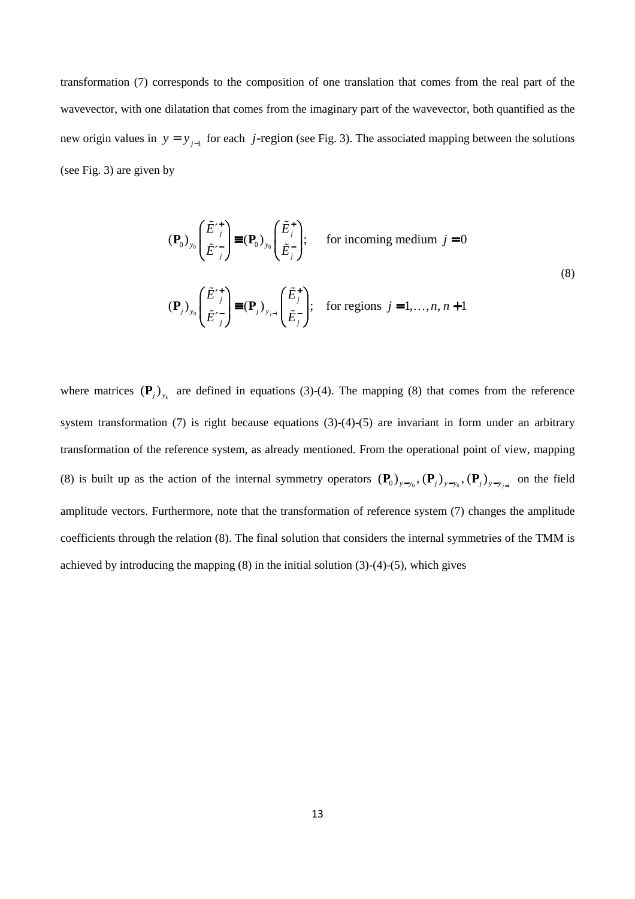transformation (7) corresponds to the composition of one translation that comes from the real part of the wavevector, with one dilatation that comes from the imaginary part of the wavevector, both quantified as the new origin values in $y = y_{j-1}$ for each $j$-region (see Fig. 3). The associated mapping between the solutions (see Fig. 3) are given by

$$
\begin{aligned}
(\mathbf{P}_0)_{y_0} \begin{pmatrix} \tilde{E}'^{+}_{j} \\ \tilde{E}'^{-}_{j} \end{pmatrix} &\equiv (\mathbf{P}_0)_{y_0} \begin{pmatrix} \tilde{E}^{+}_{j} \\ \tilde{E}^{-}_{j} \end{pmatrix}; \quad \text{for incoming medium } j = 0 \\
(\mathbf{P}_j)_{y_0} \begin{pmatrix} \tilde{E}'^{+}_{j} \\ \tilde{E}'^{-}_{j} \end{pmatrix} &\equiv (\mathbf{P}_j)_{y_{j-1}} \begin{pmatrix} \tilde{E}^{+}_{j} \\ \tilde{E}^{-}_{j} \end{pmatrix}; \quad \text{for regions } j = 1, \ldots, n, n+1
\end{aligned}
\tag{8}
$$

where matrices $(\mathbf{P}_j)_{y_k}$ are defined in equations (3)-(4). The mapping (8) that comes from the reference system transformation (7) is right because equations (3)-(4)-(5) are invariant in form under an arbitrary transformation of the reference system, as already mentioned. From the operational point of view, mapping (8) is built up as the action of the internal symmetry operators $(\mathbf{P}_0)_{y-y_0}, (\mathbf{P}_j)_{y-y_0}, (\mathbf{P}_j)_{y-y_{j-1}}$ on the field amplitude vectors. Furthermore, note that the transformation of reference system (7) changes the amplitude coefficients through the relation (8). The final solution that considers the internal symmetries of the TMM is achieved by introducing the mapping (8) in the initial solution (3)-(4)-(5), which gives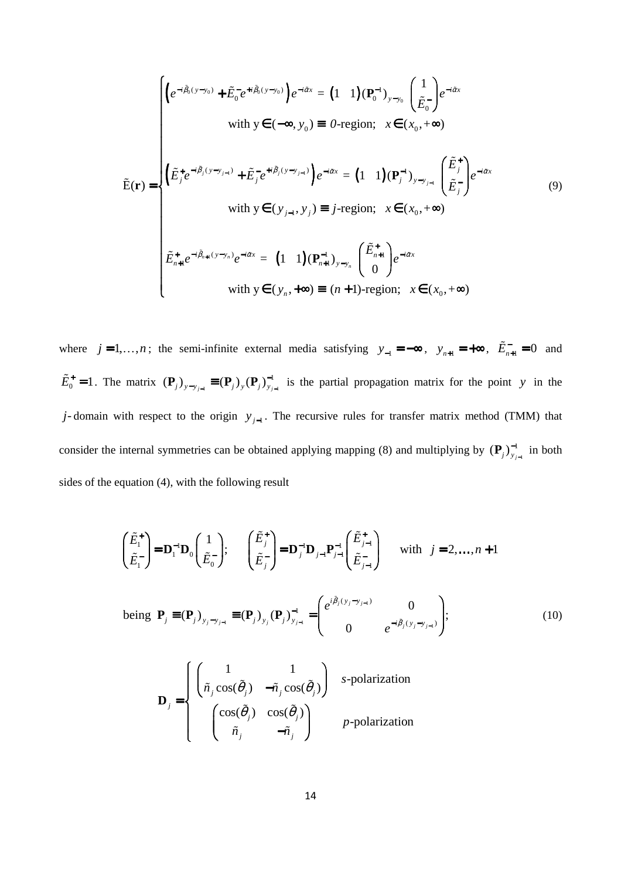$$
\tilde{\mathrm{E}}(\mathbf{r}) = \begin{cases} \left(e^{-i\tilde{\beta}_0(y-y_0)} + \tilde{E}_0^- e^{+i\tilde{\beta}_0(y-y_0)}\right) e^{-i\tilde{\alpha}x} = \begin{pmatrix}1 & 1\end{pmatrix} (\mathbf{P}_0^{-1})_{y-y_0} \begin{pmatrix} 1 \\ \tilde{E}_0^- \end{pmatrix} e^{-i\tilde{\alpha}x} \\ \qquad \text{with } \mathrm{y} \in (-\infty, y_0) \equiv \textit{0}\text{-region}; \quad x \in (x_0, +\infty) \\ \left(\tilde{E}_j^+ e^{-i\tilde{\beta}_j(y-y_{j-1})} + \tilde{E}_j^- e^{+i\tilde{\beta}_j(y-y_{j-1})}\right) e^{-i\tilde{\alpha}x} = \begin{pmatrix}1 & 1\end{pmatrix} (\mathbf{P}_j^{-1})_{y-y_{j-1}} \begin{pmatrix} \tilde{E}_j^+ \\ \tilde{E}_j^- \end{pmatrix} e^{-i\tilde{\alpha}x} \\ \qquad \text{with } \mathrm{y} \in (y_{j-1}, y_j) \equiv j\text{-region}; \quad x \in (x_0, +\infty) \\ \tilde{E}_{n+1}^+ e^{-i\tilde{\beta}_{n+1}(y-y_n)} e^{-i\tilde{\alpha}x} = \begin{pmatrix}1 & 1\end{pmatrix} (\mathbf{P}_{n+1}^{-1})_{y-y_n} \begin{pmatrix} \tilde{E}_{n+1}^+ \\ 0 \end{pmatrix} e^{-i\tilde{\alpha}x} \\ \qquad \text{with } \mathrm{y} \in (y_n, +\infty) \equiv (n+1)\text{-region}; \quad x \in (x_0, +\infty) \end{cases} \tag{9}
$$

where $j = 1, \ldots, n$; the semi-infinite external media satisfying $y_{-1} = -\infty$, $y_{n+1} = +\infty$, $\tilde{E}_{n+1}^- = 0$ and $\tilde{E}_0^+ = 1$. The matrix $(\mathbf{P}_j)_{y-y_{j-1}} \equiv (\mathbf{P}_j)_y (\mathbf{P}_j)_{y_{j-1}}^{-1}$ is the partial propagation matrix for the point $y$ in the $j$-domain with respect to the origin $y_{j-1}$. The recursive rules for transfer matrix method (TMM) that consider the internal symmetries can be obtained applying mapping (8) and multiplying by $(\mathbf{P}_j)_{y_{j-1}}^{-1}$ in both sides of the equation (4), with the following result

$$
\begin{pmatrix} \tilde{E}_1^+ \\ \tilde{E}_1^- \end{pmatrix} = \mathbf{D}_1^{-1} \mathbf{D}_0 \begin{pmatrix} 1 \\ \tilde{E}_0^- \end{pmatrix}; \quad \begin{pmatrix} \tilde{E}_j^+ \\ \tilde{E}_j^- \end{pmatrix} = \mathbf{D}_j^{-1} \mathbf{D}_{j-1} \mathbf{P}_{j-1}^{-1} \begin{pmatrix} \tilde{E}_{j-1}^+ \\ \tilde{E}_{j-1}^- \end{pmatrix} \quad \text{with } j = 2, \ldots, n+1
$$

$$
\text{being } \mathbf{P}_j \equiv (\mathbf{P}_j)_{y_j - y_{j-1}} \equiv (\mathbf{P}_j)_{y_j} (\mathbf{P}_j)_{y_{j-1}}^{-1} = \begin{pmatrix} e^{i\tilde{\beta}_j(y_j - y_{j-1})} & 0 \\ 0 & e^{-i\tilde{\beta}_j(y_j - y_{j-1})} \end{pmatrix}; \tag{10}
$$

$$
\mathbf{D}_j = \begin{cases} \begin{pmatrix} 1 & 1 \\ \tilde{n}_j \cos(\tilde{\theta}_j) & -\tilde{n}_j \cos(\tilde{\theta}_j) \end{pmatrix} & s\text{-polarization} \\ \begin{pmatrix} \cos(\tilde{\theta}_j) & \cos(\tilde{\theta}_j) \\ \tilde{n}_j & -\tilde{n}_j \end{pmatrix} & p\text{-polarization} \end{cases}
$$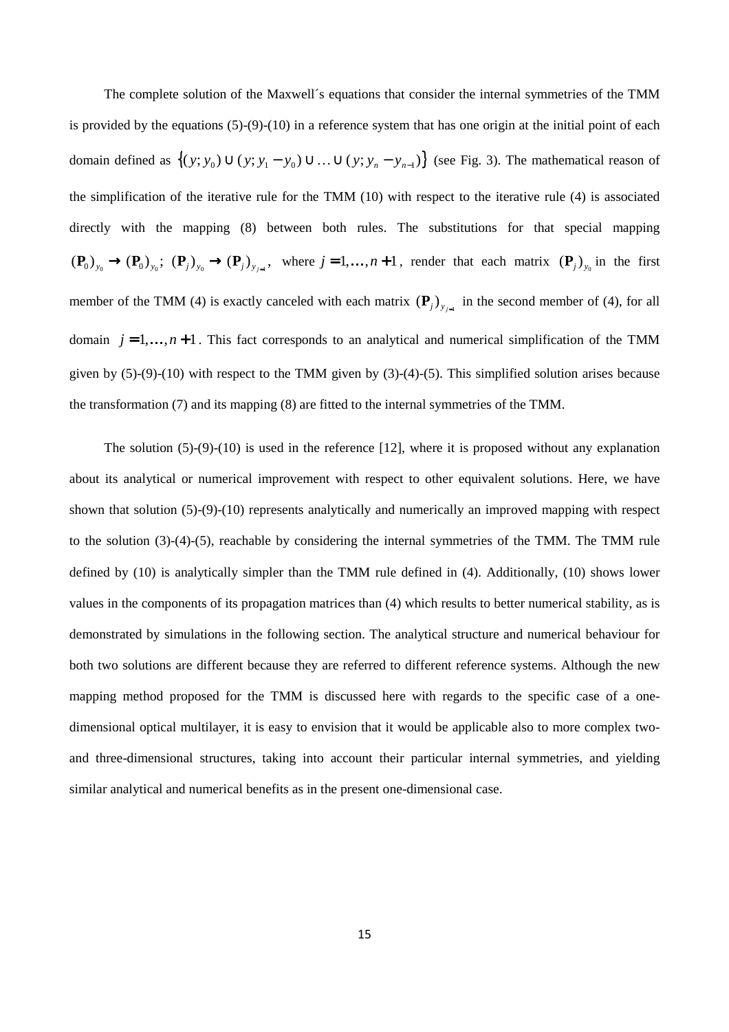The complete solution of the Maxwell´s equations that consider the internal symmetries of the TMM is provided by the equations (5)-(9)-(10) in a reference system that has one origin at the initial point of each domain defined as $\{(y;y_0)\cup(y;y_1-y_0)\cup\ldots\cup(y;y_n-y_{n-1})\}$ (see Fig. 3). The mathematical reason of the simplification of the iterative rule for the TMM (10) with respect to the iterative rule (4) is associated directly with the mapping (8) between both rules. The substitutions for that special mapping $(\mathbf{P}_0)_{y_0}\to(\mathbf{P}_0)_{y_0}$; $(\mathbf{P}_j)_{y_0}\to(\mathbf{P}_j)_{y_{j-1}}$, where $j=1,\ldots,n+1$, render that each matrix $(\mathbf{P}_j)_{y_0}$ in the first member of the TMM (4) is exactly canceled with each matrix $(\mathbf{P}_j)_{y_{j-1}}$ in the second member of (4), for all domain $j=1,\ldots,n+1$. This fact corresponds to an analytical and numerical simplification of the TMM given by (5)-(9)-(10) with respect to the TMM given by (3)-(4)-(5). This simplified solution arises because the transformation (7) and its mapping (8) are fitted to the internal symmetries of the TMM.

The solution (5)-(9)-(10) is used in the reference [12], where it is proposed without any explanation about its analytical or numerical improvement with respect to other equivalent solutions. Here, we have shown that solution (5)-(9)-(10) represents analytically and numerically an improved mapping with respect to the solution (3)-(4)-(5), reachable by considering the internal symmetries of the TMM. The TMM rule defined by (10) is analytically simpler than the TMM rule defined in (4). Additionally, (10) shows lower values in the components of its propagation matrices than (4) which results to better numerical stability, as is demonstrated by simulations in the following section. The analytical structure and numerical behaviour for both two solutions are different because they are referred to different reference systems. Although the new mapping method proposed for the TMM is discussed here with regards to the specific case of a one-dimensional optical multilayer, it is easy to envision that it would be applicable also to more complex two- and three-dimensional structures, taking into account their particular internal symmetries, and yielding similar analytical and numerical benefits as in the present one-dimensional case.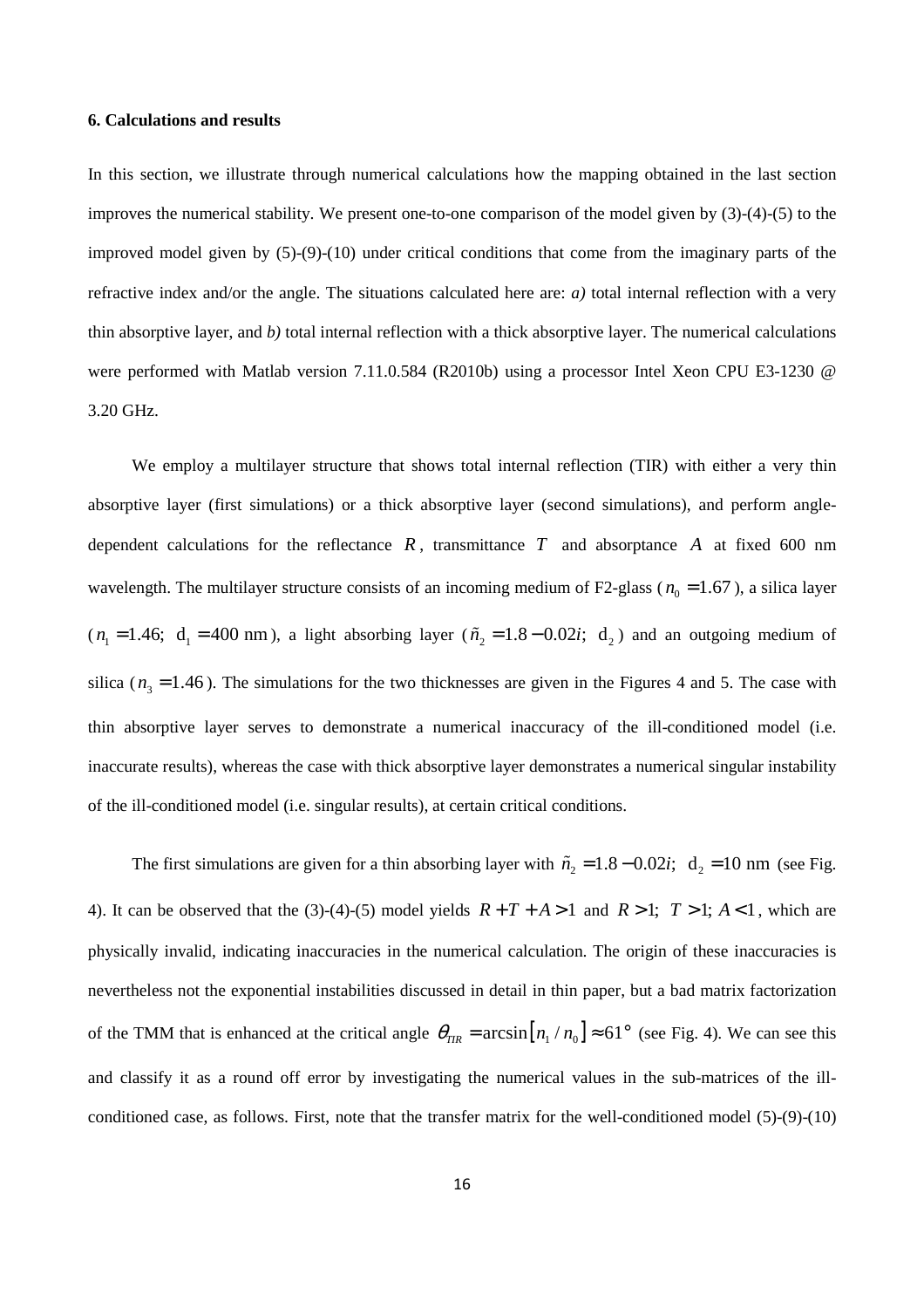### 6. Calculations and results

In this section, we illustrate through numerical calculations how the mapping obtained in the last section improves the numerical stability. We present one-to-one comparison of the model given by (3)-(4)-(5) to the improved model given by (5)-(9)-(10) under critical conditions that come from the imaginary parts of the refractive index and/or the angle. The situations calculated here are: *a)* total internal reflection with a very thin absorptive layer, and *b)* total internal reflection with a thick absorptive layer. The numerical calculations were performed with Matlab version 7.11.0.584 (R2010b) using a processor Intel Xeon CPU E3-1230 @ 3.20 GHz.

We employ a multilayer structure that shows total internal reflection (TIR) with either a very thin absorptive layer (first simulations) or a thick absorptive layer (second simulations), and perform angle-dependent calculations for the reflectance $R$, transmittance $T$ and absorptance $A$ at fixed 600 nm wavelength. The multilayer structure consists of an incoming medium of F2-glass ($n_0 = 1.67$), a silica layer ($n_1 = 1.46;\ \mathrm{d}_1 = 400\ \mathrm{nm}$), a light absorbing layer ($\tilde{n}_2 = 1.8 - 0.02i;\ \mathrm{d}_2$) and an outgoing medium of silica ($n_3 = 1.46$). The simulations for the two thicknesses are given in the Figures 4 and 5. The case with thin absorptive layer serves to demonstrate a numerical inaccuracy of the ill-conditioned model (i.e. inaccurate results), whereas the case with thick absorptive layer demonstrates a numerical singular instability of the ill-conditioned model (i.e. singular results), at certain critical conditions.

The first simulations are given for a thin absorbing layer with $\tilde{n}_2 = 1.8 - 0.02i;\ \mathrm{d}_2 = 10\ \mathrm{nm}$ (see Fig. 4). It can be observed that the (3)-(4)-(5) model yields $R + T + A > 1$ and $R > 1;\ T > 1;\ A < 1$, which are physically invalid, indicating inaccuracies in the numerical calculation. The origin of these inaccuracies is nevertheless not the exponential instabilities discussed in detail in thin paper, but a bad matrix factorization of the TMM that is enhanced at the critical angle $\theta_{TIR} = \arcsin\left[n_1 / n_0\right] \approx 61°$ (see Fig. 4). We can see this and classify it as a round off error by investigating the numerical values in the sub-matrices of the ill-conditioned case, as follows. First, note that the transfer matrix for the well-conditioned model (5)-(9)-(10)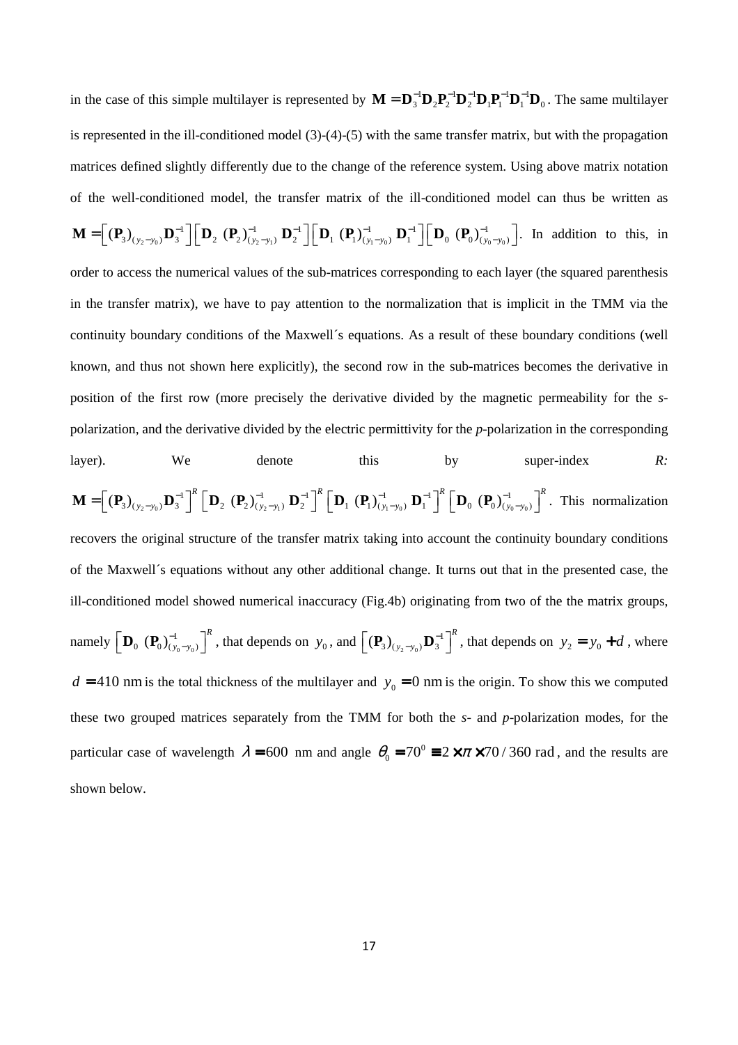in the case of this simple multilayer is represented by $\mathbf{M} = \mathbf{D}_3^{-1}\mathbf{D}_2\mathbf{P}_2^{-1}\mathbf{D}_2^{-1}\mathbf{D}_1\mathbf{P}_1^{-1}\mathbf{D}_1^{-1}\mathbf{D}_0$. The same multilayer is represented in the ill-conditioned model (3)-(4)-(5) with the same transfer matrix, but with the propagation matrices defined slightly differently due to the change of the reference system. Using above matrix notation of the well-conditioned model, the transfer matrix of the ill-conditioned model can thus be written as $\mathbf{M} = \left[(\mathbf{P}_3)_{(y_2-y_0)}\mathbf{D}_3^{-1}\right]\left[\mathbf{D}_2\ (\mathbf{P}_2)^{-1}_{(y_2-y_1)}\ \mathbf{D}_2^{-1}\right]\left[\mathbf{D}_1\ (\mathbf{P}_1)^{-1}_{(y_1-y_0)}\ \mathbf{D}_1^{-1}\right]\left[\mathbf{D}_0\ (\mathbf{P}_0)^{-1}_{(y_0-y_0)}\right]$. In addition to this, in order to access the numerical values of the sub-matrices corresponding to each layer (the squared parenthesis in the transfer matrix), we have to pay attention to the normalization that is implicit in the TMM via the continuity boundary conditions of the Maxwell´s equations. As a result of these boundary conditions (well known, and thus not shown here explicitly), the second row in the sub-matrices becomes the derivative in position of the first row (more precisely the derivative divided by the magnetic permeability for the *s*-polarization, and the derivative divided by the electric permittivity for the *p*-polarization in the corresponding layer). We denote this by super-index *R:* $\mathbf{M} = \left[(\mathbf{P}_3)_{(y_2-y_0)}\mathbf{D}_3^{-1}\right]^R\left[\mathbf{D}_2\ (\mathbf{P}_2)^{-1}_{(y_2-y_1)}\ \mathbf{D}_2^{-1}\right]^R\left[\mathbf{D}_1\ (\mathbf{P}_1)^{-1}_{(y_1-y_0)}\ \mathbf{D}_1^{-1}\right]^R\left[\mathbf{D}_0\ (\mathbf{P}_0)^{-1}_{(y_0-y_0)}\right]^R$. This normalization recovers the original structure of the transfer matrix taking into account the continuity boundary conditions of the Maxwell´s equations without any other additional change. It turns out that in the presented case, the ill-conditioned model showed numerical inaccuracy (Fig.4b) originating from two of the the matrix groups, namely $\left[\mathbf{D}_0\ (\mathbf{P}_0)^{-1}_{(y_0-y_0)}\right]^R$, that depends on $y_0$, and $\left[(\mathbf{P}_3)_{(y_2-y_0)}\mathbf{D}_3^{-1}\right]^R$, that depends on $y_2 = y_0 + d$, where $d = 410$ nm is the total thickness of the multilayer and $y_0 = 0$ nm is the origin. To show this we computed these two grouped matrices separately from the TMM for both the *s*- and *p*-polarization modes, for the particular case of wavelength $\lambda = 600$ nm and angle $\theta_0 = 70^0 \equiv 2 \times \pi \times 70/360$ rad, and the results are shown below.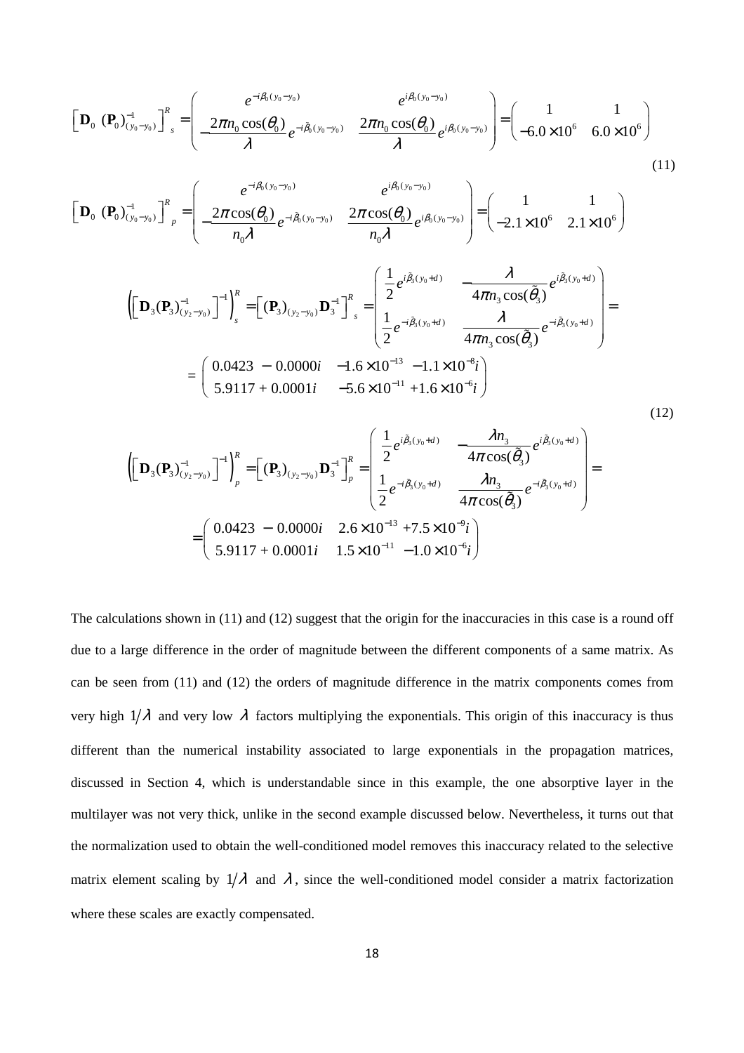$$\left[\mathbf{D}_0\ (\mathbf{P}_0)^{-1}_{(y_0-y_0)}\right]^R_s = \begin{pmatrix} e^{-i\beta_0(y_0-y_0)} & e^{i\beta_0(y_0-y_0)} \\ -\dfrac{2\pi n_0\cos(\theta_0)}{\lambda}e^{-i\tilde{\beta}_0(y_0-y_0)} & \dfrac{2\pi n_0\cos(\theta_0)}{\lambda}e^{i\beta_0(y_0-y_0)} \end{pmatrix} = \begin{pmatrix} 1 & 1 \\ -6.0\times10^6 & 6.0\times10^6 \end{pmatrix}$$

$$\left[\mathbf{D}_0\ (\mathbf{P}_0)^{-1}_{(y_0-y_0)}\right]^R_p = \begin{pmatrix} e^{-i\beta_0(y_0-y_0)} & e^{i\beta_0(y_0-y_0)} \\ -\dfrac{2\pi\cos(\theta_0)}{n_0\lambda}e^{-i\tilde{\beta}_0(y_0-y_0)} & \dfrac{2\pi\cos(\theta_0)}{n_0\lambda}e^{i\beta_0(y_0-y_0)} \end{pmatrix} = \begin{pmatrix} 1 & 1 \\ -2.1\times10^6 & 2.1\times10^6 \end{pmatrix} \tag{11}$$

$$\left(\left[\mathbf{D}_3(\mathbf{P}_3)^{-1}_{(y_2-y_0)}\right]^{-1}\right)^R_s = \left[(\mathbf{P}_3)_{(y_2-y_0)}\mathbf{D}_3^{-1}\right]^R_s = \begin{pmatrix} \dfrac{1}{2}e^{i\tilde{\beta}_3(y_0+d)} & -\dfrac{\lambda}{4\pi n_3\cos(\tilde{\theta}_3)}e^{i\tilde{\beta}_3(y_0+d)} \\ \dfrac{1}{2}e^{-i\tilde{\beta}_3(y_0+d)} & \dfrac{\lambda}{4\pi n_3\cos(\tilde{\theta}_3)}e^{-i\tilde{\beta}_3(y_0+d)} \end{pmatrix} =$$

$$= \begin{pmatrix} 0.0423\ -0.0000i & -1.6\times10^{-13}\ -1.1\times10^{-8}i \\ 5.9117 + 0.0001i & -5.6\times10^{-11} + 1.6\times10^{-6}i \end{pmatrix}$$

$$\left(\left[\mathbf{D}_3(\mathbf{P}_3)^{-1}_{(y_2-y_0)}\right]^{-1}\right)^R_p = \left[(\mathbf{P}_3)_{(y_2-y_0)}\mathbf{D}_3^{-1}\right]^R_p = \begin{pmatrix} \dfrac{1}{2}e^{i\tilde{\beta}_3(y_0+d)} & -\dfrac{\lambda n_3}{4\pi\cos(\tilde{\theta}_3)}e^{i\tilde{\beta}_3(y_0+d)} \\ \dfrac{1}{2}e^{-i\tilde{\beta}_3(y_0+d)} & \dfrac{\lambda n_3}{4\pi\cos(\tilde{\theta}_3)}e^{-i\tilde{\beta}_3(y_0+d)} \end{pmatrix} =$$

$$= \begin{pmatrix} 0.0423\ -0.0000i & 2.6\times10^{-13} + 7.5\times10^{-9}i \\ 5.9117 + 0.0001i & 1.5\times10^{-11}\ -1.0\times10^{-6}i \end{pmatrix} \tag{12}$$

The calculations shown in (11) and (12) suggest that the origin for the inaccuracies in this case is a round off due to a large difference in the order of magnitude between the different components of a same matrix. As can be seen from (11) and (12) the orders of magnitude difference in the matrix components comes from very high $1/\lambda$ and very low $\lambda$ factors multiplying the exponentials. This origin of this inaccuracy is thus different than the numerical instability associated to large exponentials in the propagation matrices, discussed in Section 4, which is understandable since in this example, the one absorptive layer in the multilayer was not very thick, unlike in the second example discussed below. Nevertheless, it turns out that the normalization used to obtain the well-conditioned model removes this inaccuracy related to the selective matrix element scaling by $1/\lambda$ and $\lambda$, since the well-conditioned model consider a matrix factorization where these scales are exactly compensated.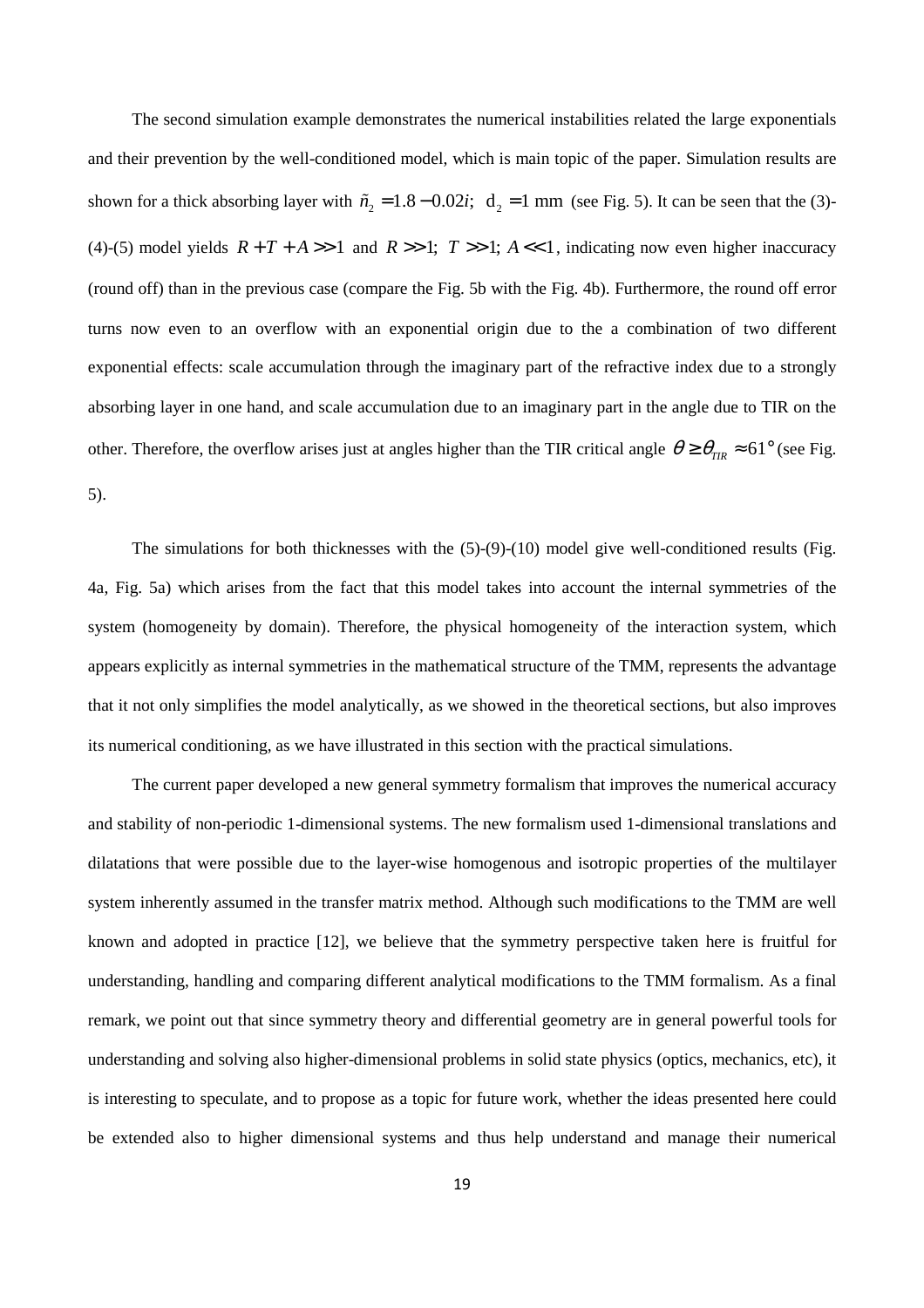The second simulation example demonstrates the numerical instabilities related the large exponentials and their prevention by the well-conditioned model, which is main topic of the paper. Simulation results are shown for a thick absorbing layer with $\tilde{n}_2 = 1.8 - 0.02i;\ \mathrm{d}_2 = 1\ \mathrm{mm}$ (see Fig. 5). It can be seen that the (3)-(4)-(5) model yields $R + T + A >> 1$ and $R >> 1;\ T >> 1;\ A << 1$, indicating now even higher inaccuracy (round off) than in the previous case (compare the Fig. 5b with the Fig. 4b). Furthermore, the round off error turns now even to an overflow with an exponential origin due to the a combination of two different exponential effects: scale accumulation through the imaginary part of the refractive index due to a strongly absorbing layer in one hand, and scale accumulation due to an imaginary part in the angle due to TIR on the other. Therefore, the overflow arises just at angles higher than the TIR critical angle $\theta \geq \theta_{TIR} \approx 61°$ (see Fig. 5).

The simulations for both thicknesses with the (5)-(9)-(10) model give well-conditioned results (Fig. 4a, Fig. 5a) which arises from the fact that this model takes into account the internal symmetries of the system (homogeneity by domain). Therefore, the physical homogeneity of the interaction system, which appears explicitly as internal symmetries in the mathematical structure of the TMM, represents the advantage that it not only simplifies the model analytically, as we showed in the theoretical sections, but also improves its numerical conditioning, as we have illustrated in this section with the practical simulations.

The current paper developed a new general symmetry formalism that improves the numerical accuracy and stability of non-periodic 1-dimensional systems. The new formalism used 1-dimensional translations and dilatations that were possible due to the layer-wise homogenous and isotropic properties of the multilayer system inherently assumed in the transfer matrix method. Although such modifications to the TMM are well known and adopted in practice [12], we believe that the symmetry perspective taken here is fruitful for understanding, handling and comparing different analytical modifications to the TMM formalism. As a final remark, we point out that since symmetry theory and differential geometry are in general powerful tools for understanding and solving also higher-dimensional problems in solid state physics (optics, mechanics, etc), it is interesting to speculate, and to propose as a topic for future work, whether the ideas presented here could be extended also to higher dimensional systems and thus help understand and manage their numerical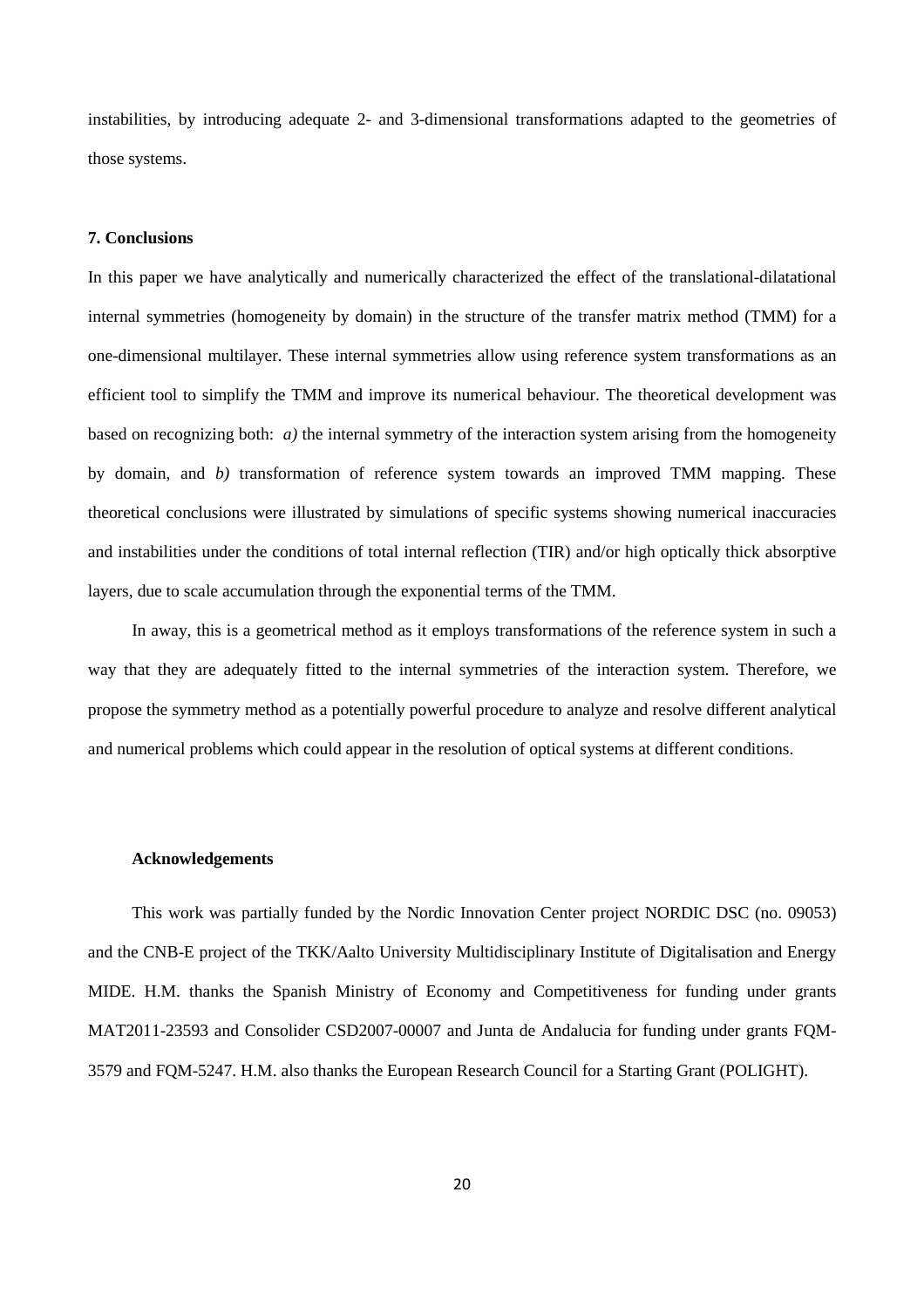instabilities, by introducing adequate 2- and 3-dimensional transformations adapted to the geometries of those systems.

### 7. Conclusions

In this paper we have analytically and numerically characterized the effect of the translational-dilatational internal symmetries (homogeneity by domain) in the structure of the transfer matrix method (TMM) for a one-dimensional multilayer. These internal symmetries allow using reference system transformations as an efficient tool to simplify the TMM and improve its numerical behaviour. The theoretical development was based on recognizing both: *a)* the internal symmetry of the interaction system arising from the homogeneity by domain, and *b)* transformation of reference system towards an improved TMM mapping. These theoretical conclusions were illustrated by simulations of specific systems showing numerical inaccuracies and instabilities under the conditions of total internal reflection (TIR) and/or high optically thick absorptive layers, due to scale accumulation through the exponential terms of the TMM.

In away, this is a geometrical method as it employs transformations of the reference system in such a way that they are adequately fitted to the internal symmetries of the interaction system. Therefore, we propose the symmetry method as a potentially powerful procedure to analyze and resolve different analytical and numerical problems which could appear in the resolution of optical systems at different conditions.

### Acknowledgements

This work was partially funded by the Nordic Innovation Center project NORDIC DSC (no. 09053) and the CNB-E project of the TKK/Aalto University Multidisciplinary Institute of Digitalisation and Energy MIDE. H.M. thanks the Spanish Ministry of Economy and Competitiveness for funding under grants MAT2011-23593 and Consolider CSD2007-00007 and Junta de Andalucia for funding under grants FQM-3579 and FQM-5247. H.M. also thanks the European Research Council for a Starting Grant (POLIGHT).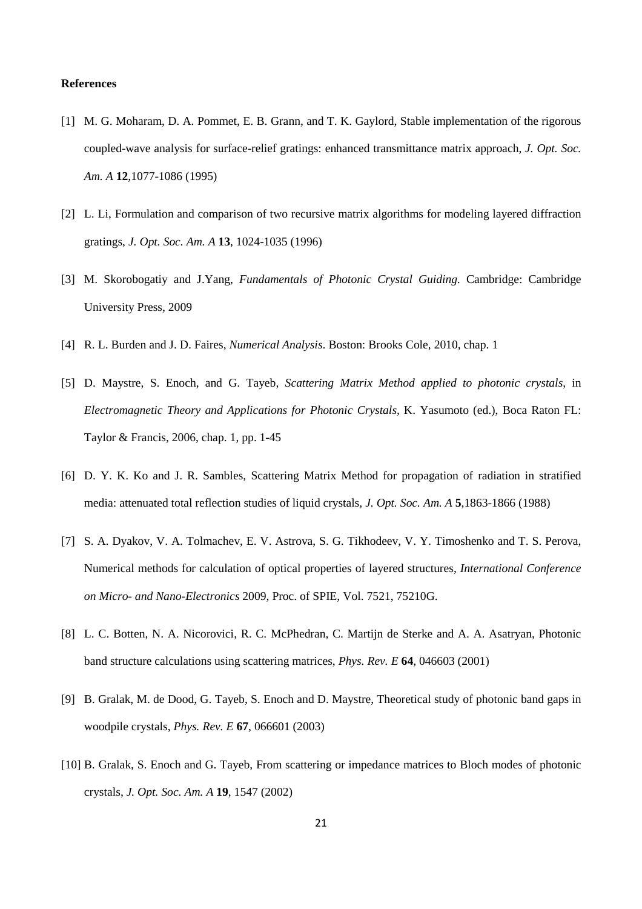**References**

[1] M. G. Moharam, D. A. Pommet, E. B. Grann, and T. K. Gaylord, Stable implementation of the rigorous coupled-wave analysis for surface-relief gratings: enhanced transmittance matrix approach, *J. Opt. Soc. Am. A* **12**,1077-1086 (1995)

[2] L. Li, Formulation and comparison of two recursive matrix algorithms for modeling layered diffraction gratings, *J. Opt. Soc. Am. A* **13**, 1024-1035 (1996)

[3] M. Skorobogatiy and J.Yang, *Fundamentals of Photonic Crystal Guiding*. Cambridge: Cambridge University Press, 2009

[4] R. L. Burden and J. D. Faires, *Numerical Analysis*. Boston: Brooks Cole, 2010, chap. 1

[5] D. Maystre, S. Enoch, and G. Tayeb, *Scattering Matrix Method applied to photonic crystals*, in *Electromagnetic Theory and Applications for Photonic Crystals*, K. Yasumoto (ed.), Boca Raton FL: Taylor & Francis, 2006, chap. 1, pp. 1-45

[6] D. Y. K. Ko and J. R. Sambles, Scattering Matrix Method for propagation of radiation in stratified media: attenuated total reflection studies of liquid crystals, *J. Opt. Soc. Am. A* **5**,1863-1866 (1988)

[7] S. A. Dyakov, V. A. Tolmachev, E. V. Astrova, S. G. Tikhodeev, V. Y. Timoshenko and T. S. Perova, Numerical methods for calculation of optical properties of layered structures, *International Conference on Micro- and Nano-Electronics* 2009, Proc. of SPIE, Vol. 7521, 75210G.

[8] L. C. Botten, N. A. Nicorovici, R. C. McPhedran, C. Martijn de Sterke and A. A. Asatryan, Photonic band structure calculations using scattering matrices, *Phys. Rev. E* **64**, 046603 (2001)

[9] B. Gralak, M. de Dood, G. Tayeb, S. Enoch and D. Maystre, Theoretical study of photonic band gaps in woodpile crystals, *Phys. Rev. E* **67**, 066601 (2003)

[10] B. Gralak, S. Enoch and G. Tayeb, From scattering or impedance matrices to Bloch modes of photonic crystals, *J. Opt. Soc. Am. A* **19**, 1547 (2002)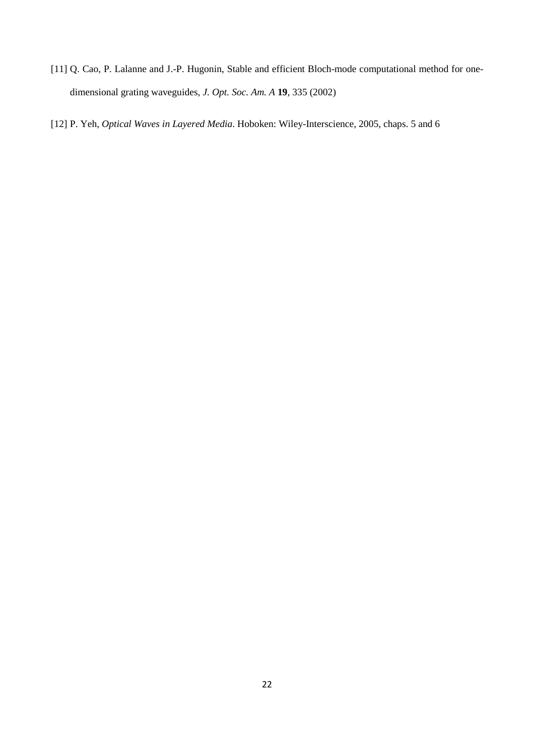[11] Q. Cao, P. Lalanne and J.-P. Hugonin, Stable and efficient Bloch-mode computational method for one-dimensional grating waveguides, *J. Opt. Soc. Am. A* **19**, 335 (2002)

[12] P. Yeh, *Optical Waves in Layered Media*. Hoboken: Wiley-Interscience, 2005, chaps. 5 and 6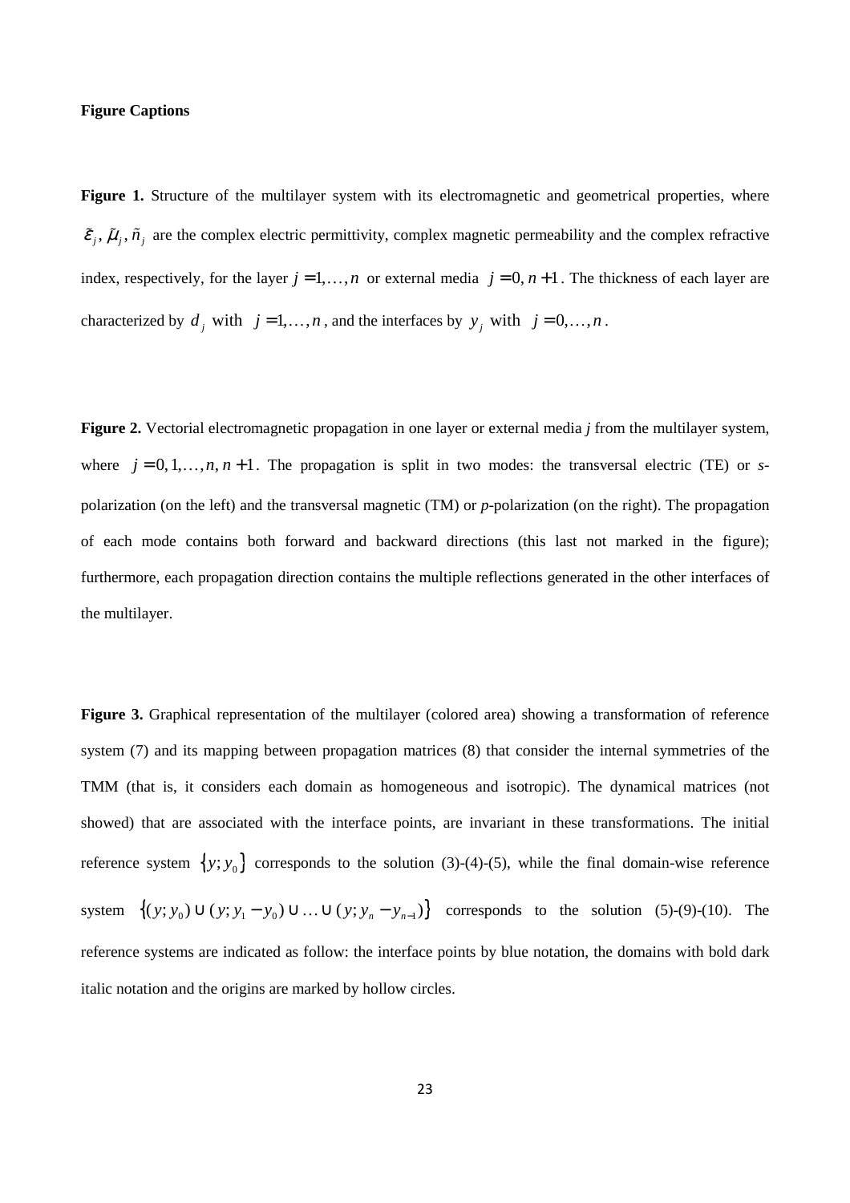**Figure Captions**

**Figure 1.** Structure of the multilayer system with its electromagnetic and geometrical properties, where $\tilde{\varepsilon}_j, \tilde{\mu}_j, \tilde{n}_j$ are the complex electric permittivity, complex magnetic permeability and the complex refractive index, respectively, for the layer $j = 1,\ldots,n$ or external media $j = 0, n+1$. The thickness of each layer are characterized by $d_j$ with $j = 1,\ldots,n$, and the interfaces by $y_j$ with $j = 0,\ldots,n$.

**Figure 2.** Vectorial electromagnetic propagation in one layer or external media *j* from the multilayer system, where $j = 0, 1,\ldots,n, n+1$. The propagation is split in two modes: the transversal electric (TE) or *s*-polarization (on the left) and the transversal magnetic (TM) or *p*-polarization (on the right). The propagation of each mode contains both forward and backward directions (this last not marked in the figure); furthermore, each propagation direction contains the multiple reflections generated in the other interfaces of the multilayer.

**Figure 3.** Graphical representation of the multilayer (colored area) showing a transformation of reference system (7) and its mapping between propagation matrices (8) that consider the internal symmetries of the TMM (that is, it considers each domain as homogeneous and isotropic). The dynamical matrices (not showed) that are associated with the interface points, are invariant in these transformations. The initial reference system $\{y; y_0\}$ corresponds to the solution (3)-(4)-(5), while the final domain-wise reference system $\{(y; y_0) \cup (y; y_1 - y_0) \cup \ldots \cup (y; y_n - y_{n-1})\}$ corresponds to the solution (5)-(9)-(10). The reference systems are indicated as follow: the interface points by blue notation, the domains with bold dark italic notation and the origins are marked by hollow circles.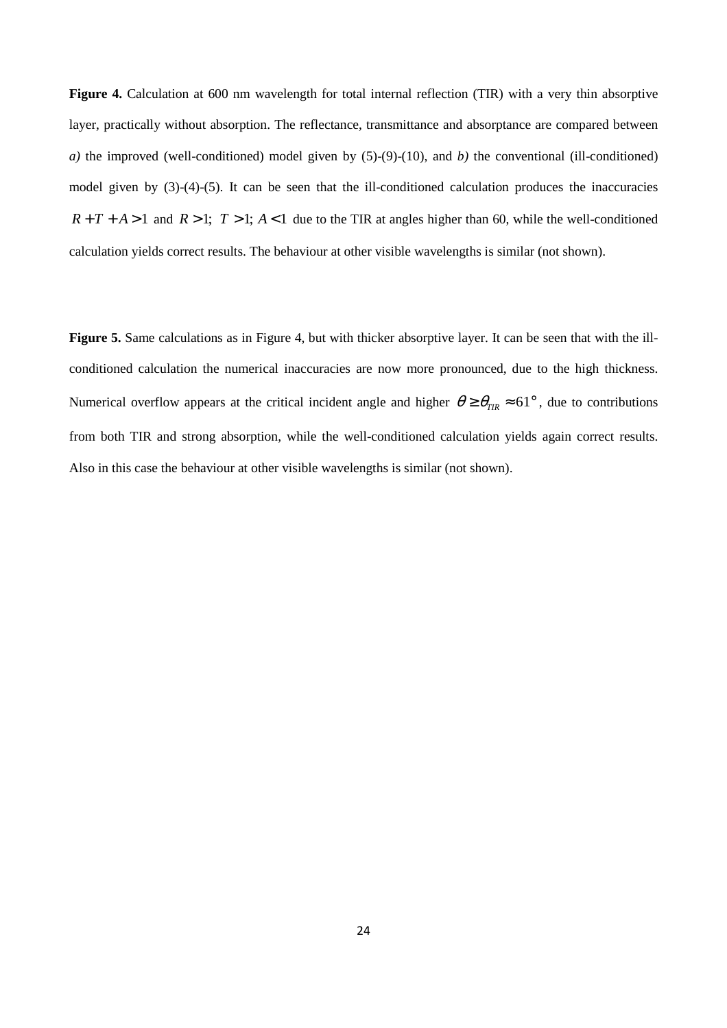**Figure 4.** Calculation at 600 nm wavelength for total internal reflection (TIR) with a very thin absorptive layer, practically without absorption. The reflectance, transmittance and absorptance are compared between *a)* the improved (well-conditioned) model given by (5)-(9)-(10), and *b)* the conventional (ill-conditioned) model given by (3)-(4)-(5). It can be seen that the ill-conditioned calculation produces the inaccuracies $R+T+A>1$ and $R>1$; $T>1$; $A<1$ due to the TIR at angles higher than 60, while the well-conditioned calculation yields correct results. The behaviour at other visible wavelengths is similar (not shown).

**Figure 5.** Same calculations as in Figure 4, but with thicker absorptive layer. It can be seen that with the ill-conditioned calculation the numerical inaccuracies are now more pronounced, due to the high thickness. Numerical overflow appears at the critical incident angle and higher $\theta \geq \theta_{TIR} \approx 61°$, due to contributions from both TIR and strong absorption, while the well-conditioned calculation yields again correct results. Also in this case the behaviour at other visible wavelengths is similar (not shown).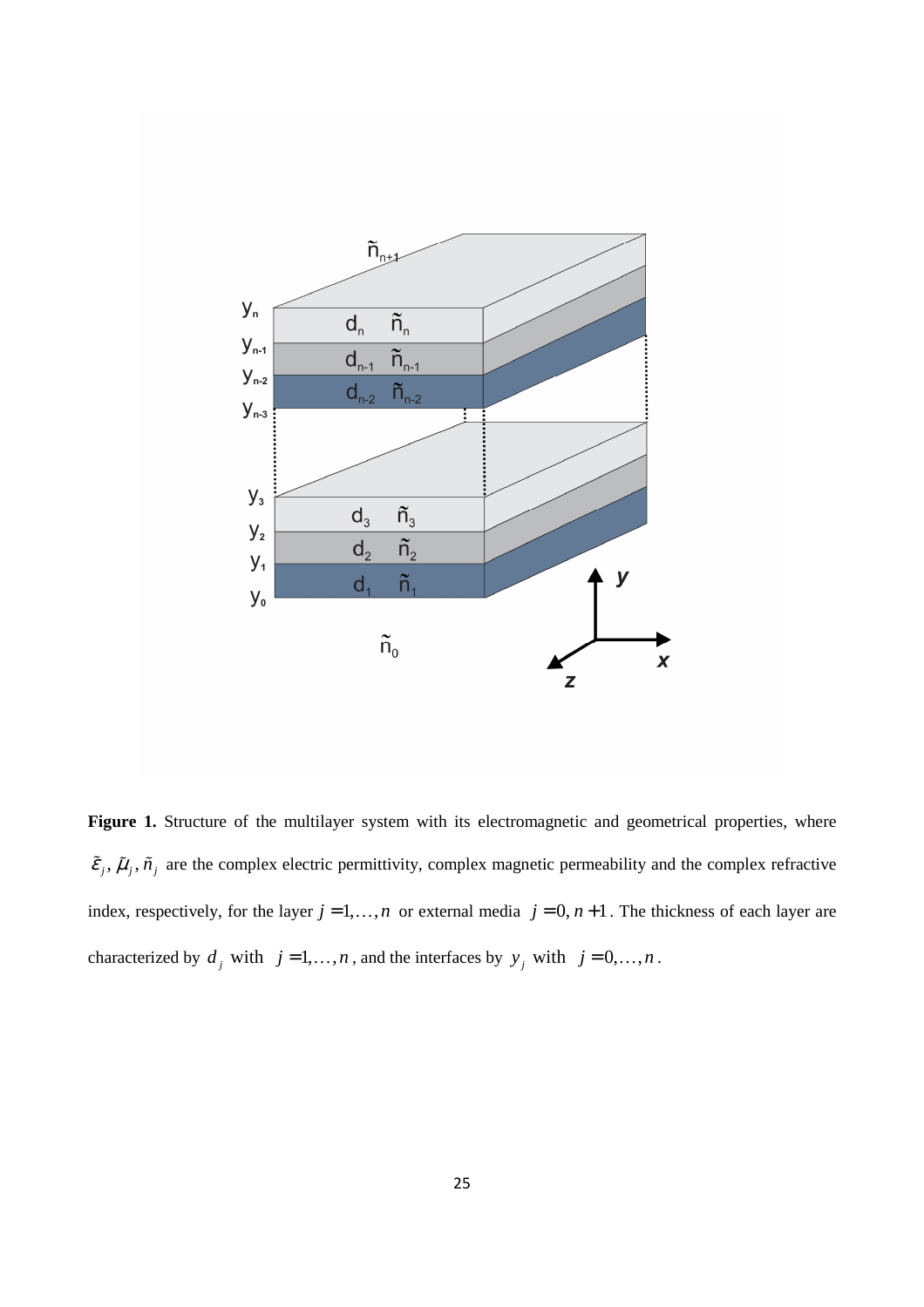$\tilde{n}_{n+1}$

$y_n$

$d_n$ $\tilde{n}_n$

$y_{n-1}$

$d_{n-1}$ $\tilde{n}_{n-1}$

$y_{n-2}$

$d_{n-2}$ $\tilde{n}_{n-2}$

$y_{n-3}$

$y_3$

$d_3$ $\tilde{n}_3$

$y_2$

$d_2$ $\tilde{n}_2$

$y_1$

$d_1$ $\tilde{n}_1$

$y_0$

$\tilde{n}_0$

y

x

z

**Figure 1.** Structure of the multilayer system with its electromagnetic and geometrical properties, where $\tilde{\varepsilon}_j, \tilde{\mu}_j, \tilde{n}_j$ are the complex electric permittivity, complex magnetic permeability and the complex refractive index, respectively, for the layer $j = 1, \ldots, n$ or external media $j = 0, n+1$. The thickness of each layer are characterized by $d_j$ with $j = 1, \ldots, n$, and the interfaces by $y_j$ with $j = 0, \ldots, n$.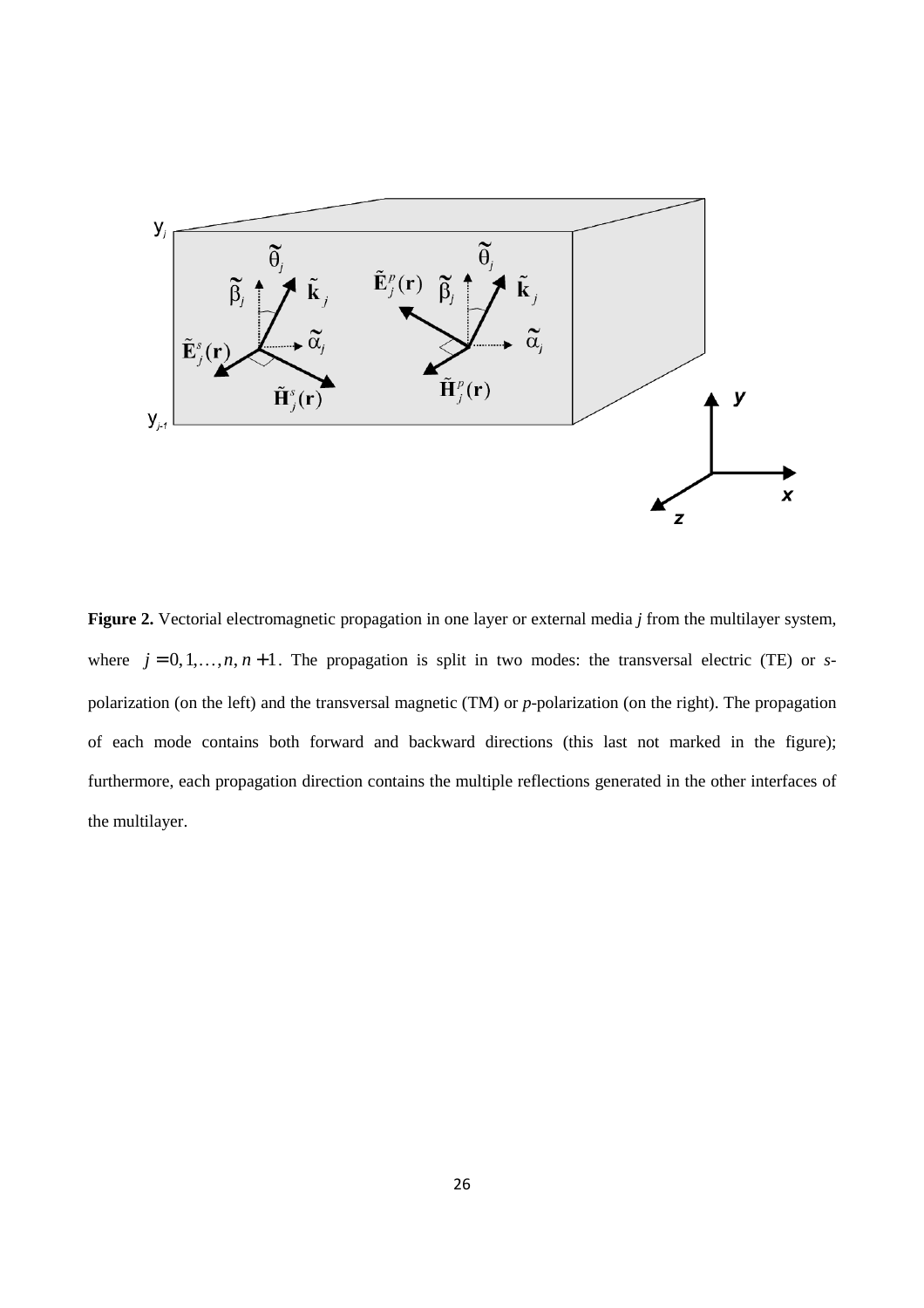$y_j$

$\tilde{\theta}_j$

$\tilde{\beta}_j$

$\tilde{\mathbf{k}}_j$

$\tilde{\alpha}_j$

$\tilde{\mathbf{E}}_j^s(\mathbf{r})$

$\tilde{\mathbf{H}}_j^s(\mathbf{r})$

$\tilde{\mathbf{E}}_j^p(\mathbf{r})$

$\tilde{\mathbf{H}}_j^p(\mathbf{r})$

$y_{j-1}$

*y*

*x*

*z*

**Figure 2.** Vectorial electromagnetic propagation in one layer or external media *j* from the multilayer system, where $j = 0, 1, \ldots, n, n+1$. The propagation is split in two modes: the transversal electric (TE) or *s*-polarization (on the left) and the transversal magnetic (TM) or *p*-polarization (on the right). The propagation of each mode contains both forward and backward directions (this last not marked in the figure); furthermore, each propagation direction contains the multiple reflections generated in the other interfaces of the multilayer.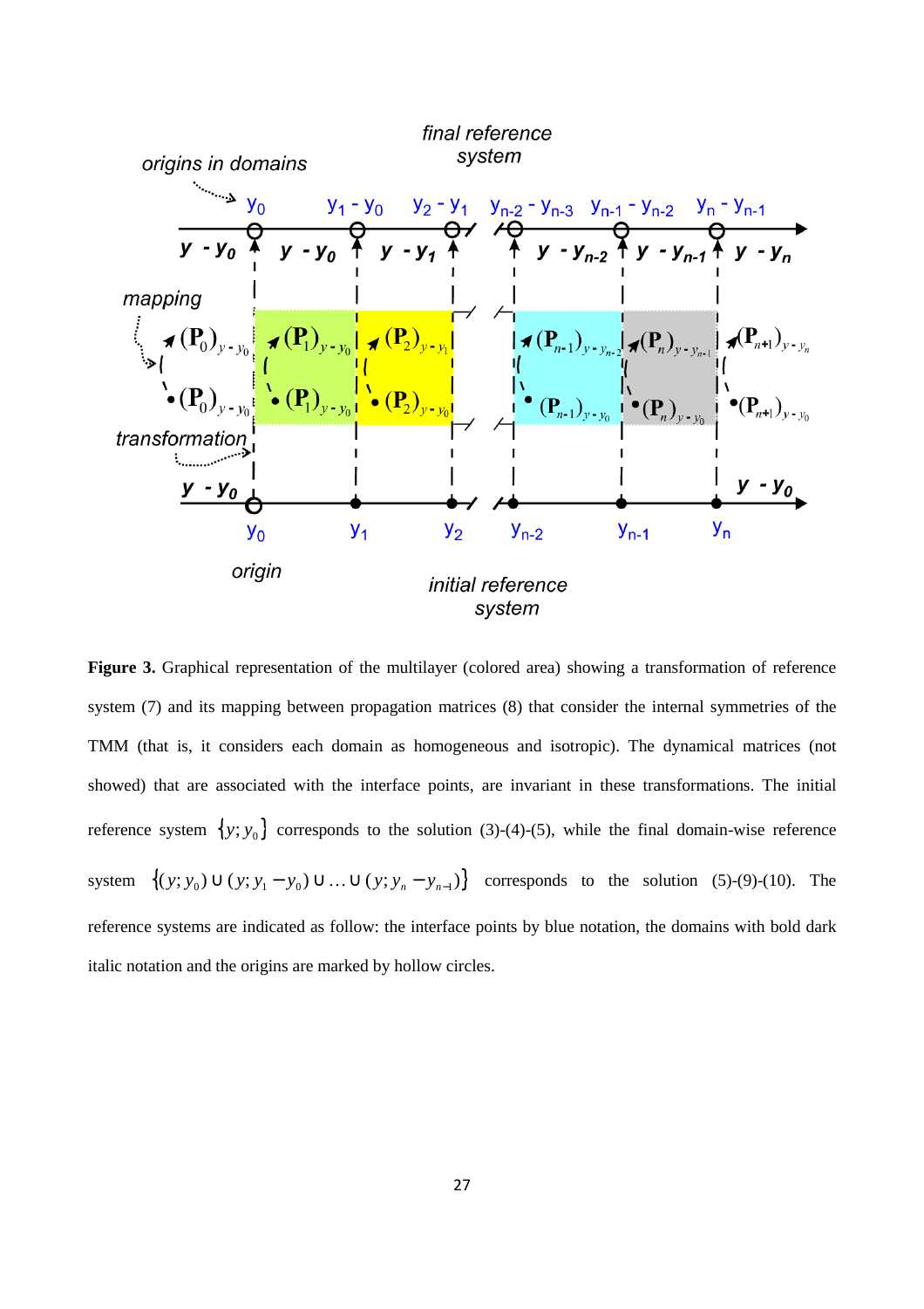final reference system

origins in domains

$y_0$ $y_1 - y_0$ $y_2 - y_1$ $y_{n-2} - y_{n-3}$ $y_{n-1} - y_{n-2}$ $y_n - y_{n-1}$

$y - y_0$ $y - y_0$ $y - y_1$ $y - y_{n-2}$ $y - y_{n-1}$ $y - y_n$

mapping

$(\mathbf{P}_0)_{y-y_0}$ $(\mathbf{P}_1)_{y-y_0}$ $(\mathbf{P}_2)_{y-y_1}$ $(\mathbf{P}_{n-1})_{y-y_{n-2}}$ $(\mathbf{P}_n)_{y-y_{n-1}}$ $(\mathbf{P}_{n+1})_{y-y_n}$

$(\mathbf{P}_0)_{y-y_0}$ $(\mathbf{P}_1)_{y-y_0}$ $(\mathbf{P}_2)_{y-y_0}$ $(\mathbf{P}_{n-1})_{y-y_0}$ $(\mathbf{P}_n)_{y-y_0}$ $(\mathbf{P}_{n+1})_{y-y_0}$

transformation

$y - y_0$ $y - y_0$

$y_0$ $y_1$ $y_2$ $y_{n-2}$ $y_{n-1}$ $y_n$

origin

initial reference system

**Figure 3.** Graphical representation of the multilayer (colored area) showing a transformation of reference system (7) and its mapping between propagation matrices (8) that consider the internal symmetries of the TMM (that is, it considers each domain as homogeneous and isotropic). The dynamical matrices (not showed) that are associated with the interface points, are invariant in these transformations. The initial reference system $\{y; y_0\}$ corresponds to the solution (3)-(4)-(5), while the final domain-wise reference system $\{(y; y_0) \cup (y; y_1 - y_0) \cup \ldots \cup (y; y_n - y_{n-1})\}$ corresponds to the solution (5)-(9)-(10). The reference systems are indicated as follow: the interface points by blue notation, the domains with bold dark italic notation and the origins are marked by hollow circles.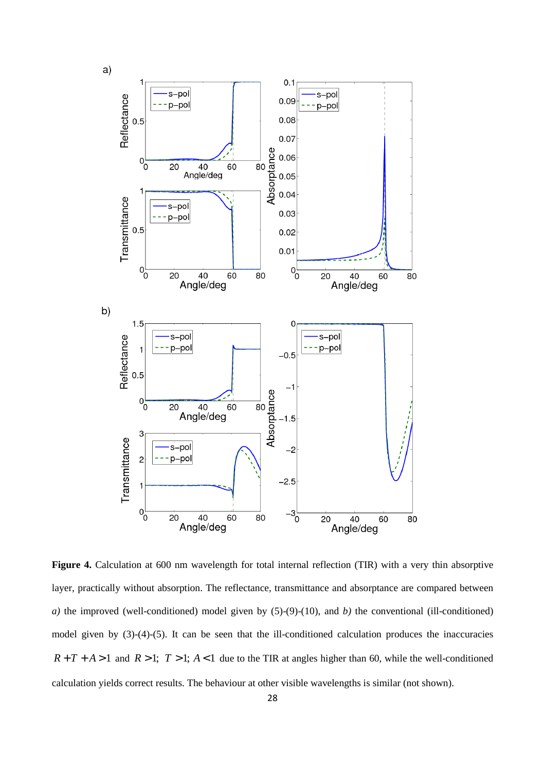a)

Reflectance

1
0.5
0
0 20 40 60 80
Angle/deg

s–pol
p–pol

Transmittance

1
0.5
0
0 20 40 60 80
Angle/deg

s–pol
p–pol

Absorptance

0.1
0.09
0.08
0.07
0.06
0.05
0.04
0.03
0.02
0.01
0
0 20 40 60 80
Angle/deg

s–pol
p–pol

b)

Reflectance

1.5
1
0.5
0
0 20 40 60 80
Angle/deg

s–pol
p–pol

Transmittance

3
2
1
0
0 20 40 60 80
Angle/deg

s–pol
p–pol

Absorptance

0
−0.5
−1
−1.5
−2
−2.5
−3
0 20 40 60 80
Angle/deg

s–pol
p–pol

**Figure 4.** Calculation at 600 nm wavelength for total internal reflection (TIR) with a very thin absorptive layer, practically without absorption. The reflectance, transmittance and absorptance are compared between *a)* the improved (well-conditioned) model given by (5)-(9)-(10), and *b)* the conventional (ill-conditioned) model given by (3)-(4)-(5). It can be seen that the ill-conditioned calculation produces the inaccuracies $R+T+A>1$ and $R>1$; $T>1$; $A<1$ due to the TIR at angles higher than 60, while the well-conditioned calculation yields correct results. The behaviour at other visible wavelengths is similar (not shown).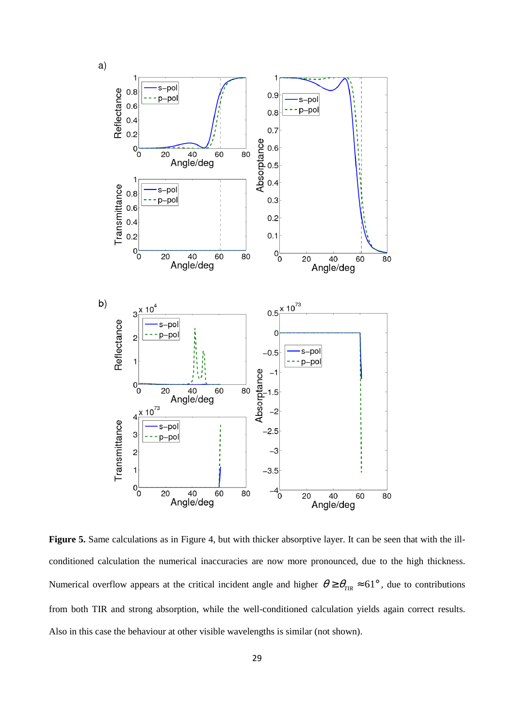a)

Reflectance

1
0.8
0.6
0.4
0.2
0
0 20 40 60 80
Angle/deg

s–pol
p–pol

Transmittance

1
0.8
0.6
0.4
0.2
0
0 20 40 60 80
Angle/deg

s–pol
p–pol

Absorptance

1
0.9
0.8
0.7
0.6
0.5
0.4
0.3
0.2
0.1
0
0 20 40 60 80
Angle/deg

s–pol
p–pol

b)

Reflectance

x 10^4
3
2
1
0
0 20 40 60 80
Angle/deg

s–pol
p–pol

Transmittance

x 10^73
4
3
2
1
0
0 20 40 60 80
Angle/deg

s–pol
p–pol

Absorptance

x 10^73
0.5
0
−0.5
−1
−1.5
−2
−2.5
−3
−3.5
−4
0 20 40 60 80
Angle/deg

s–pol
p–pol

**Figure 5.** Same calculations as in Figure 4, but with thicker absorptive layer. It can be seen that with the ill-conditioned calculation the numerical inaccuracies are now more pronounced, due to the high thickness. Numerical overflow appears at the critical incident angle and higher $\theta \geq \theta_{TIR} \approx 61°$, due to contributions from both TIR and strong absorption, while the well-conditioned calculation yields again correct results. Also in this case the behaviour at other visible wavelengths is similar (not shown).